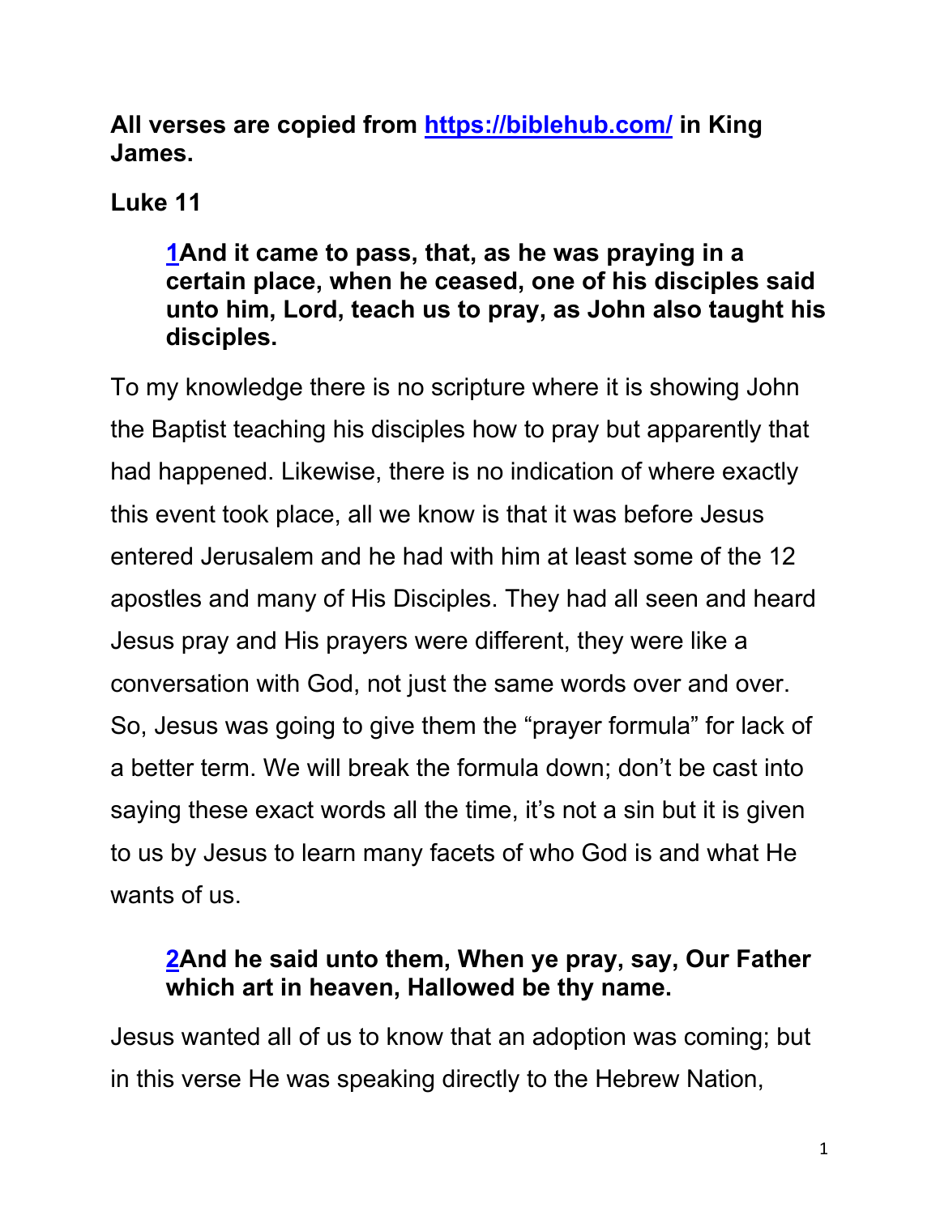**All verses are copied from [https://biblehub.com/](https://biblehub.com/) in King James.**

**Luke 11**

> **1And it came to pass, that, as he was praying in a certain place, when he ceased, one of his disciples said unto him, Lord, teach us to pray, as John also taught his disciples.**

To my knowledge there is no scripture where it is showing John the Baptist teaching his disciples how to pray but apparently that had happened. Likewise, there is no indication of where exactly this event took place, all we know is that it was before Jesus entered Jerusalem and he had with him at least some of the 12 apostles and many of His Disciples. They had all seen and heard Jesus pray and His prayers were different, they were like a conversation with God, not just the same words over and over. So, Jesus was going to give them the "prayer formula" for lack of a better term. We will break the formula down; don't be cast into saying these exact words all the time, it's not a sin but it is given to us by Jesus to learn many facets of who God is and what He wants of us.

> **2And he said unto them, When ye pray, say, Our Father which art in heaven, Hallowed be thy name.**

Jesus wanted all of us to know that an adoption was coming; but in this verse He was speaking directly to the Hebrew Nation,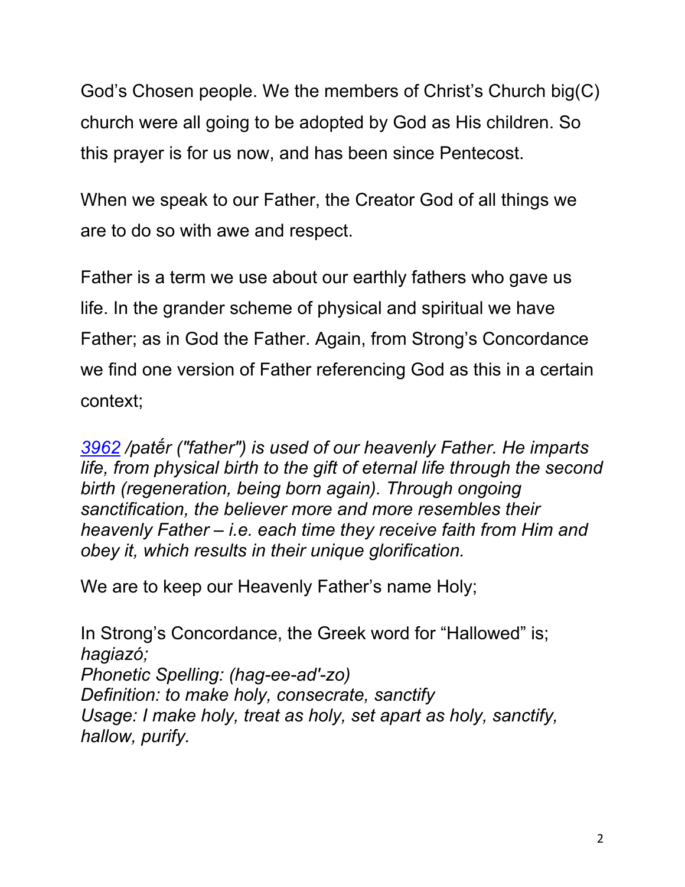God's Chosen people. We the members of Christ's Church big(C) church were all going to be adopted by God as His children. So this prayer is for us now, and has been since Pentecost.

When we speak to our Father, the Creator God of all things we are to do so with awe and respect.

Father is a term we use about our earthly fathers who gave us life. In the grander scheme of physical and spiritual we have Father; as in God the Father. Again, from Strong's Concordance we find one version of Father referencing God as this in a certain context;

*[3962](3962) /patḗr ("father") is used of our heavenly Father. He imparts life, from physical birth to the gift of eternal life through the second birth (regeneration, being born again). Through ongoing sanctification, the believer more and more resembles their heavenly Father – i.e. each time they receive faith from Him and obey it, which results in their unique glorification.*

We are to keep our Heavenly Father's name Holy;

In Strong's Concordance, the Greek word for "Hallowed" is;  
*hagiazó;*  
*Phonetic Spelling: (hag-ee-ad'-zo)*  
*Definition: to make holy, consecrate, sanctify*  
*Usage: I make holy, treat as holy, set apart as holy, sanctify, hallow, purify.*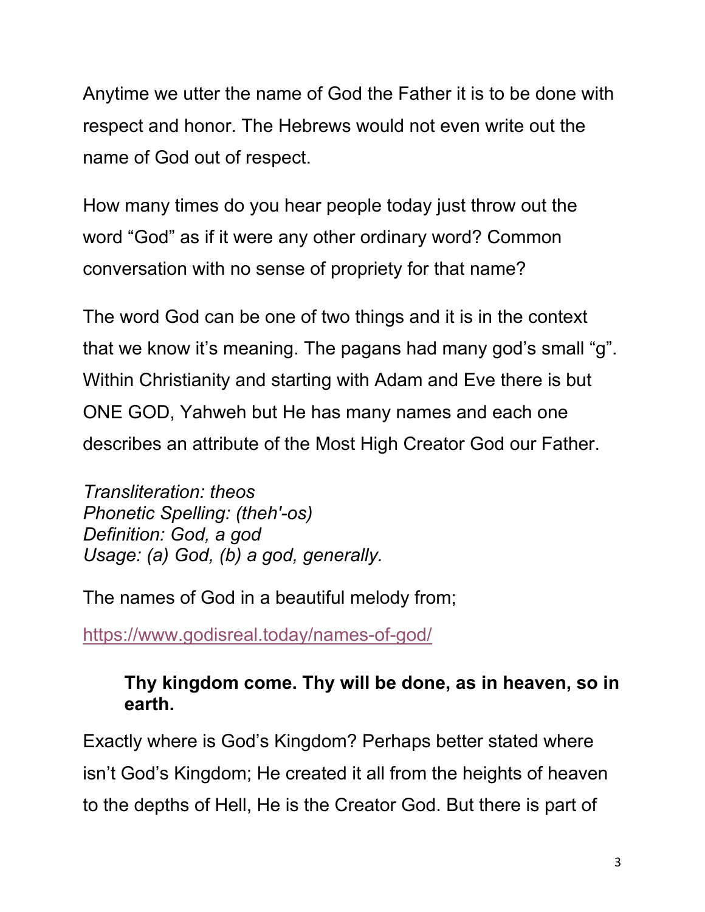Anytime we utter the name of God the Father it is to be done with respect and honor. The Hebrews would not even write out the name of God out of respect.

How many times do you hear people today just throw out the word "God" as if it were any other ordinary word? Common conversation with no sense of propriety for that name?

The word God can be one of two things and it is in the context that we know it's meaning. The pagans had many god's small "g". Within Christianity and starting with Adam and Eve there is but ONE GOD, Yahweh but He has many names and each one describes an attribute of the Most High Creator God our Father.

*Transliteration: theos*
*Phonetic Spelling: (theh'-os)*
*Definition: God, a god*
*Usage: (a) God, (b) a god, generally.*

The names of God in a beautiful melody from;

https://www.godisreal.today/names-of-god/

> **Thy kingdom come. Thy will be done, as in heaven, so in earth.**

Exactly where is God's Kingdom? Perhaps better stated where isn't God's Kingdom; He created it all from the heights of heaven to the depths of Hell, He is the Creator God. But there is part of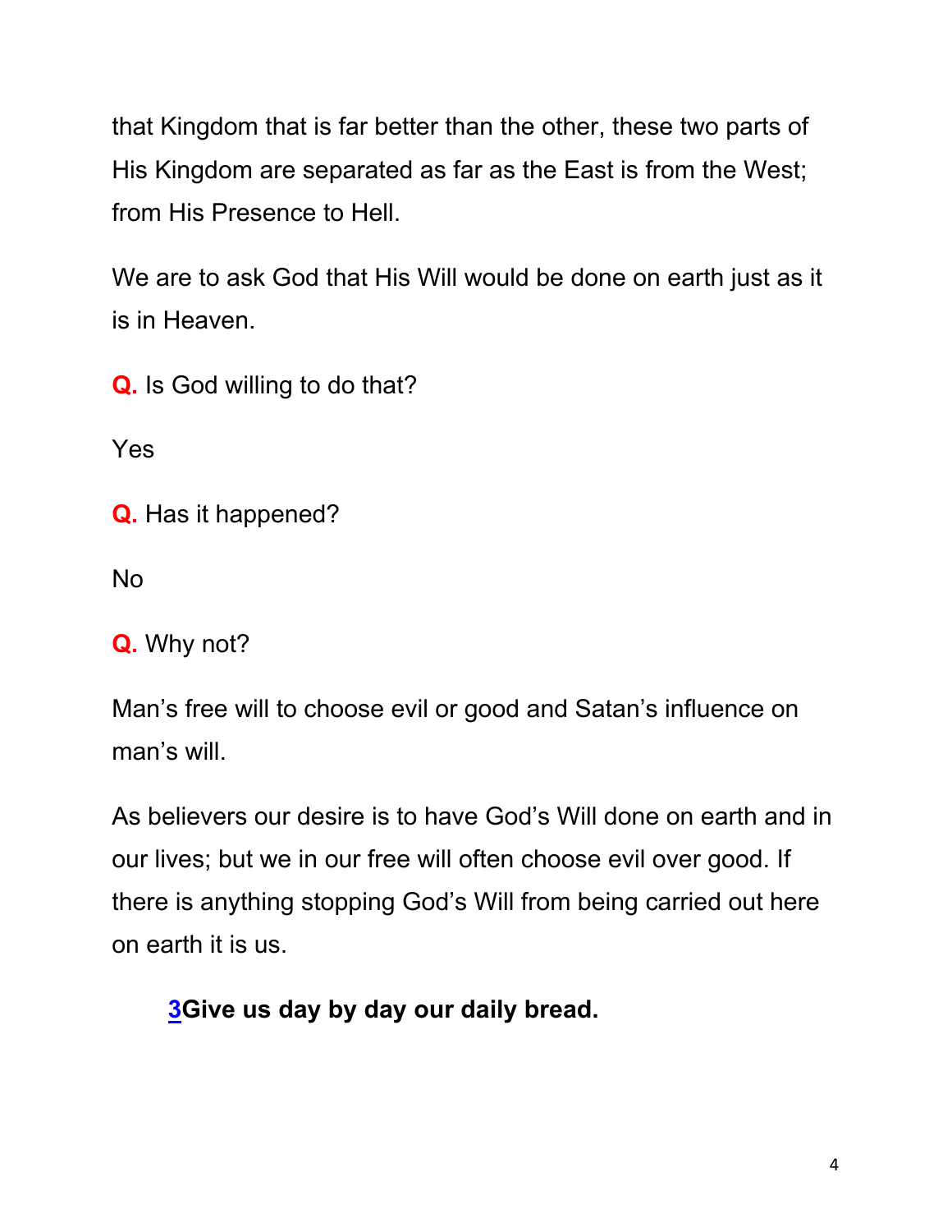that Kingdom that is far better than the other, these two parts of His Kingdom are separated as far as the East is from the West; from His Presence to Hell.

We are to ask God that His Will would be done on earth just as it is in Heaven.

**Q.** Is God willing to do that?

Yes

**Q.** Has it happened?

No

**Q.** Why not?

Man's free will to choose evil or good and Satan's influence on man's will.

As believers our desire is to have God's Will done on earth and in our lives; but we in our free will often choose evil over good. If there is anything stopping God's Will from being carried out here on earth it is us.

> **3Give us day by day our daily bread.**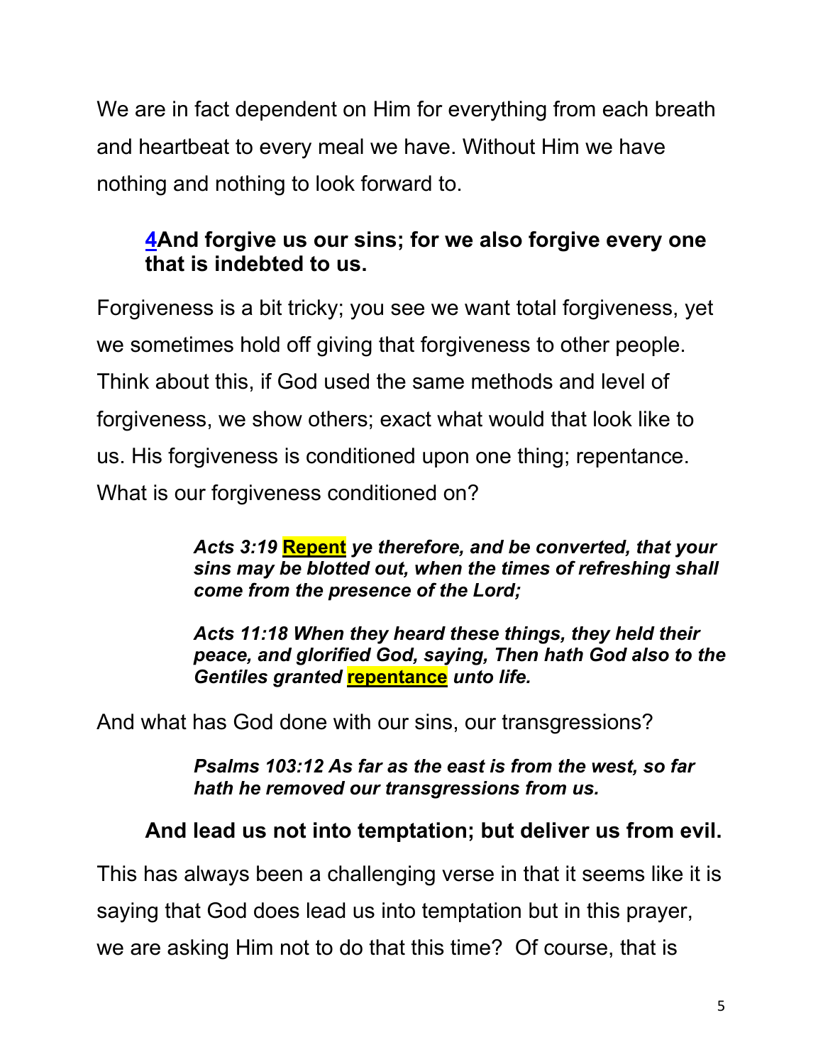We are in fact dependent on Him for everything from each breath and heartbeat to every meal we have. Without Him we have nothing and nothing to look forward to.

> **4And forgive us our sins; for we also forgive every one that is indebted to us.**

Forgiveness is a bit tricky; you see we want total forgiveness, yet we sometimes hold off giving that forgiveness to other people. Think about this, if God used the same methods and level of forgiveness, we show others; exact what would that look like to us. His forgiveness is conditioned upon one thing; repentance. What is our forgiveness conditioned on?

> ***Acts 3:19 Repent ye therefore, and be converted, that your sins may be blotted out, when the times of refreshing shall come from the presence of the Lord;***
>
> ***Acts 11:18 When they heard these things, they held their peace, and glorified God, saying, Then hath God also to the Gentiles granted repentance unto life.***

And what has God done with our sins, our transgressions?

> ***Psalms 103:12 As far as the east is from the west, so far hath he removed our transgressions from us.***

> **And lead us not into temptation; but deliver us from evil.**

This has always been a challenging verse in that it seems like it is saying that God does lead us into temptation but in this prayer, we are asking Him not to do that this time? Of course, that is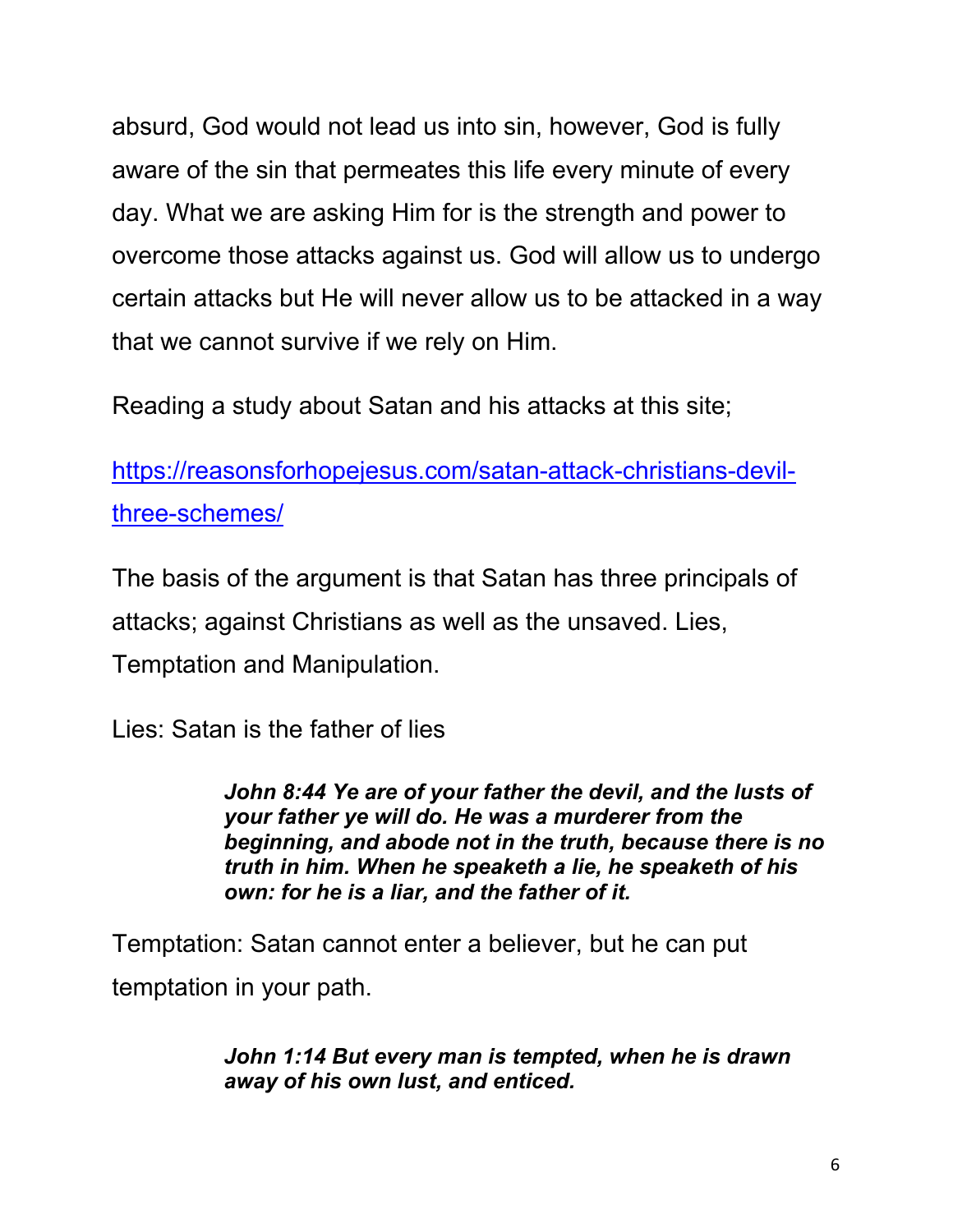absurd, God would not lead us into sin, however, God is fully aware of the sin that permeates this life every minute of every day. What we are asking Him for is the strength and power to overcome those attacks against us. God will allow us to undergo certain attacks but He will never allow us to be attacked in a way that we cannot survive if we rely on Him.

Reading a study about Satan and his attacks at this site;

[https://reasonsforhopejesus.com/satan-attack-christians-devil-three-schemes/](https://reasonsforhopejesus.com/satan-attack-christians-devil-three-schemes/)

The basis of the argument is that Satan has three principals of attacks; against Christians as well as the unsaved. Lies, Temptation and Manipulation.

Lies: Satan is the father of lies

> ***John 8:44 Ye are of your father the devil, and the lusts of your father ye will do. He was a murderer from the beginning, and abode not in the truth, because there is no truth in him. When he speaketh a lie, he speaketh of his own: for he is a liar, and the father of it.***

Temptation: Satan cannot enter a believer, but he can put temptation in your path.

> ***John 1:14 But every man is tempted, when he is drawn away of his own lust, and enticed.***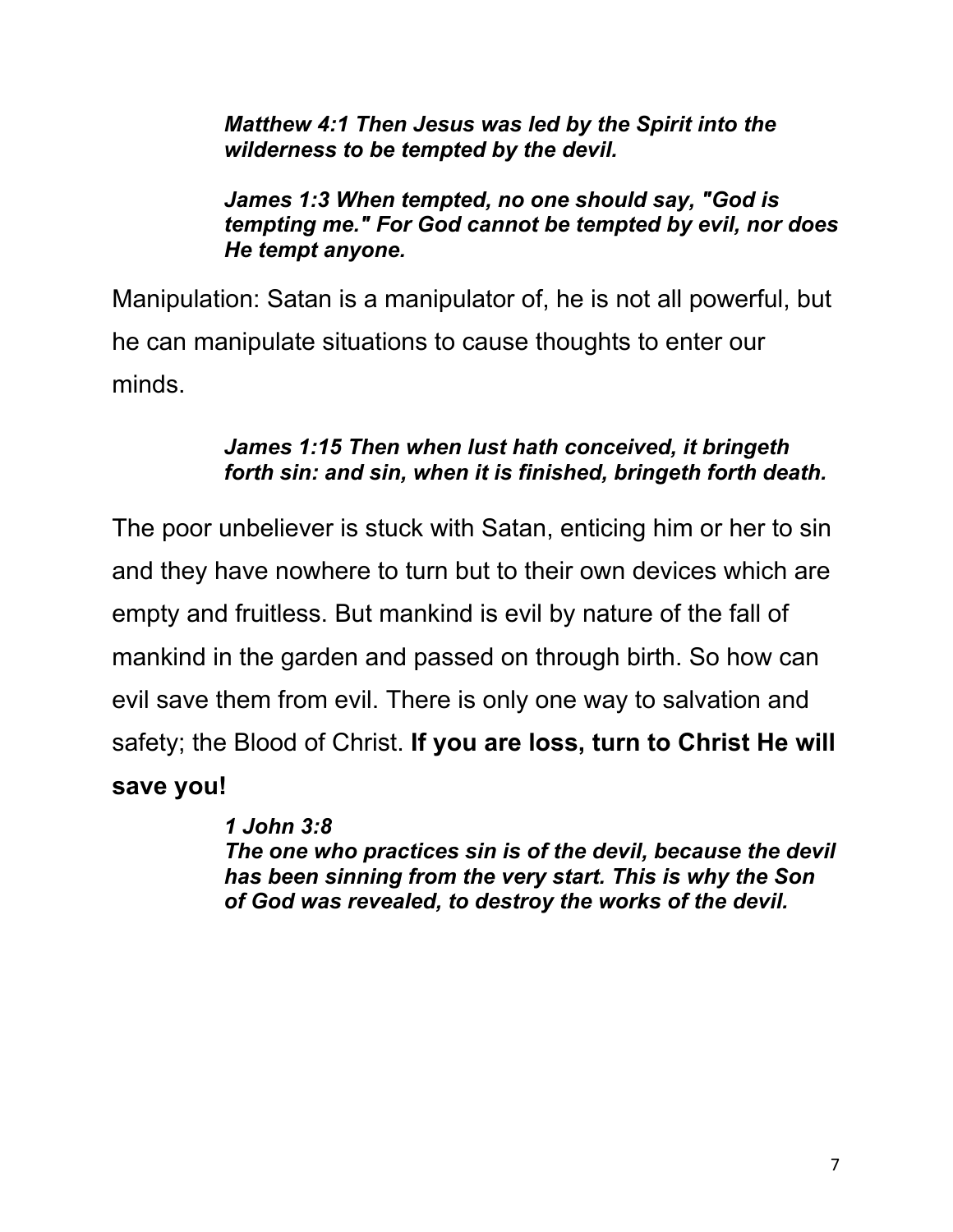> ***Matthew 4:1 Then Jesus was led by the Spirit into the wilderness to be tempted by the devil.***
>
> ***James 1:3 When tempted, no one should say, "God is tempting me." For God cannot be tempted by evil, nor does He tempt anyone.***

Manipulation: Satan is a manipulator of, he is not all powerful, but he can manipulate situations to cause thoughts to enter our minds.

> ***James 1:15 Then when lust hath conceived, it bringeth forth sin: and sin, when it is finished, bringeth forth death.***

The poor unbeliever is stuck with Satan, enticing him or her to sin and they have nowhere to turn but to their own devices which are empty and fruitless. But mankind is evil by nature of the fall of mankind in the garden and passed on through birth. So how can evil save them from evil. There is only one way to salvation and safety; the Blood of Christ. **If you are loss, turn to Christ He will save you!**

> ***1 John 3:8***
> ***The one who practices sin is of the devil, because the devil has been sinning from the very start. This is why the Son of God was revealed, to destroy the works of the devil.***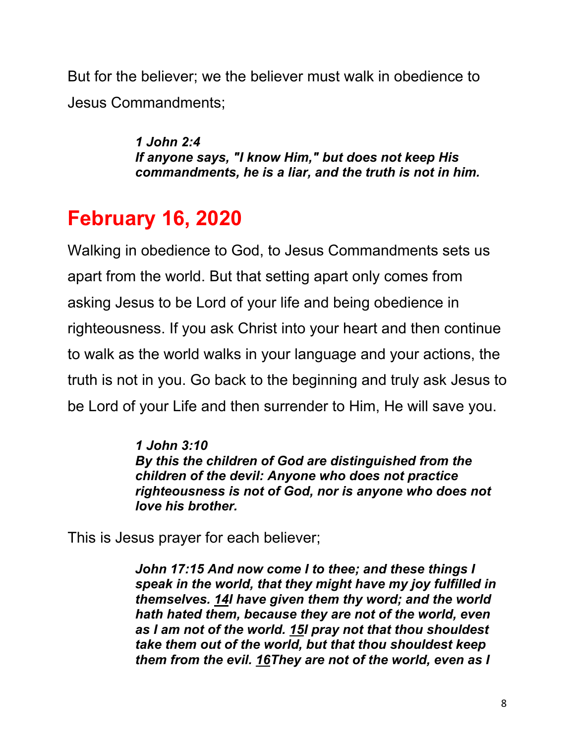But for the believer; we the believer must walk in obedience to Jesus Commandments;

> ***1 John 2:4***
> ***If anyone says, "I know Him," but does not keep His commandments, he is a liar, and the truth is not in him.***

## February 16, 2020

Walking in obedience to God, to Jesus Commandments sets us apart from the world. But that setting apart only comes from asking Jesus to be Lord of your life and being obedience in righteousness. If you ask Christ into your heart and then continue to walk as the world walks in your language and your actions, the truth is not in you. Go back to the beginning and truly ask Jesus to be Lord of your Life and then surrender to Him, He will save you.

> ***1 John 3:10***
> ***By this the children of God are distinguished from the children of the devil: Anyone who does not practice righteousness is not of God, nor is anyone who does not love his brother.***

This is Jesus prayer for each believer;

> ***John 17:15 And now come I to thee; and these things I speak in the world, that they might have my joy fulfilled in themselves. 14I have given them thy word; and the world hath hated them, because they are not of the world, even as I am not of the world. 15I pray not that thou shouldest take them out of the world, but that thou shouldest keep them from the evil. 16They are not of the world, even as I***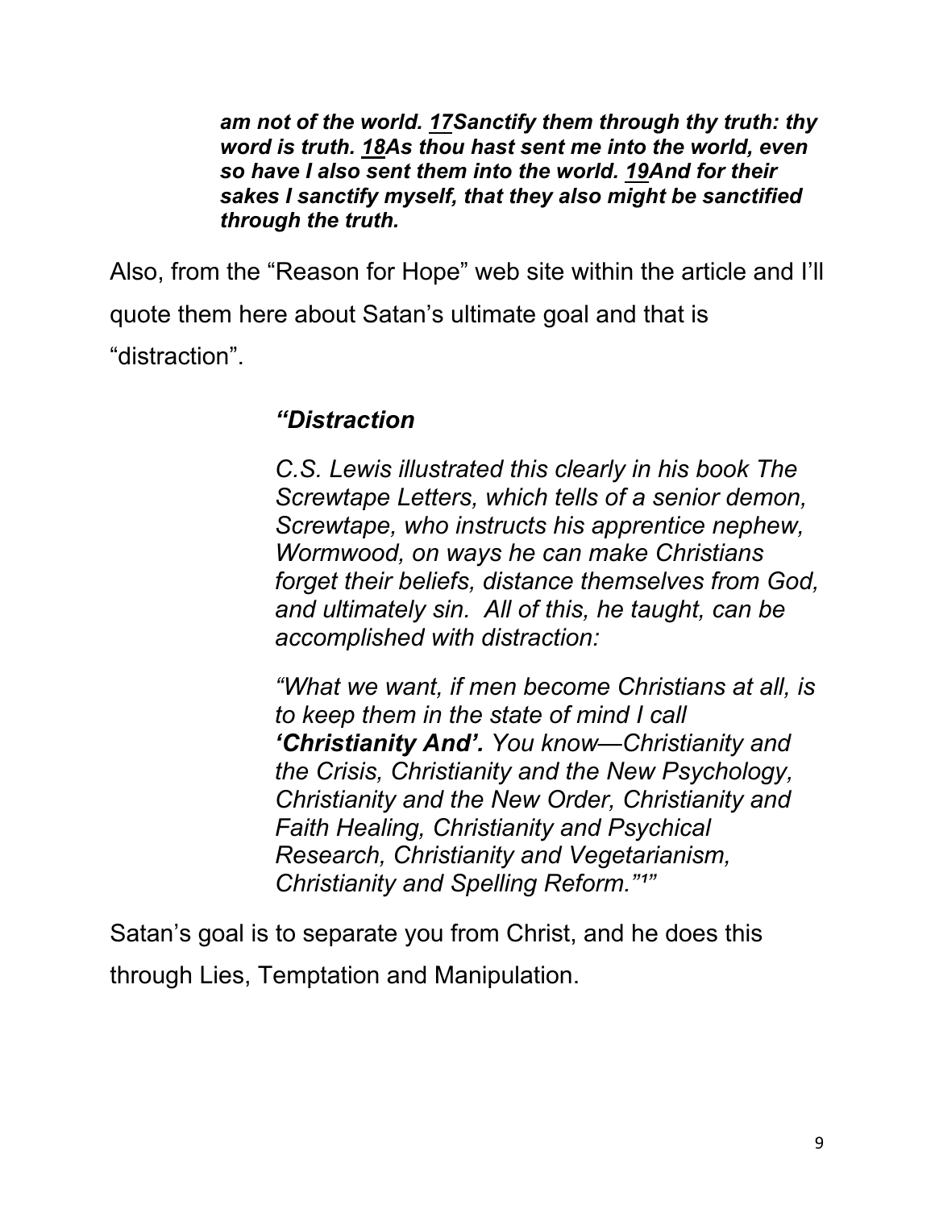> ***am not of the world. <u>17</u>Sanctify them through thy truth: thy word is truth. <u>18</u>As thou hast sent me into the world, even so have I also sent them into the world. <u>19</u>And for their sakes I sanctify myself, that they also might be sanctified through the truth.***

Also, from the “Reason for Hope” web site within the article and I’ll quote them here about Satan’s ultimate goal and that is “distraction”.

> ***“Distraction***
>
> *C.S. Lewis illustrated this clearly in his book The Screwtape Letters, which tells of a senior demon, Screwtape, who instructs his apprentice nephew, Wormwood, on ways he can make Christians forget their beliefs, distance themselves from God, and ultimately sin. All of this, he taught, can be accomplished with distraction:*
>
> *“What we want, if men become Christians at all, is to keep them in the state of mind I call **‘Christianity And’.** You know—Christianity and the Crisis, Christianity and the New Psychology, Christianity and the New Order, Christianity and Faith Healing, Christianity and Psychical Research, Christianity and Vegetarianism, Christianity and Spelling Reform.”[1]”*

Satan’s goal is to separate you from Christ, and he does this through Lies, Temptation and Manipulation.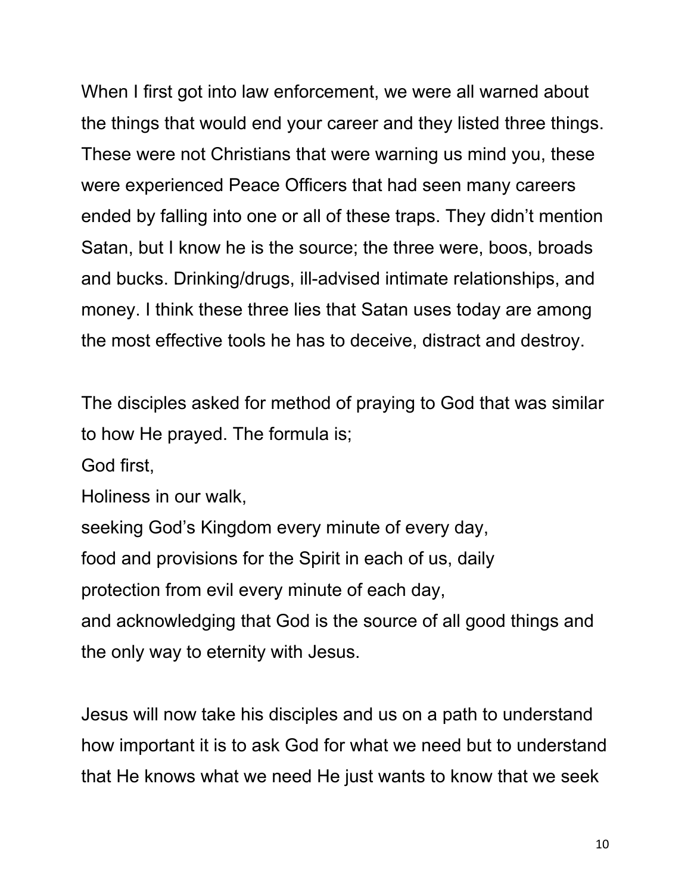When I first got into law enforcement, we were all warned about the things that would end your career and they listed three things. These were not Christians that were warning us mind you, these were experienced Peace Officers that had seen many careers ended by falling into one or all of these traps. They didn't mention Satan, but I know he is the source; the three were, boos, broads and bucks. Drinking/drugs, ill-advised intimate relationships, and money. I think these three lies that Satan uses today are among the most effective tools he has to deceive, distract and destroy.

The disciples asked for method of praying to God that was similar to how He prayed. The formula is;
God first,
Holiness in our walk,
seeking God's Kingdom every minute of every day,
food and provisions for the Spirit in each of us, daily
protection from evil every minute of each day,
and acknowledging that God is the source of all good things and the only way to eternity with Jesus.

Jesus will now take his disciples and us on a path to understand how important it is to ask God for what we need but to understand that He knows what we need He just wants to know that we seek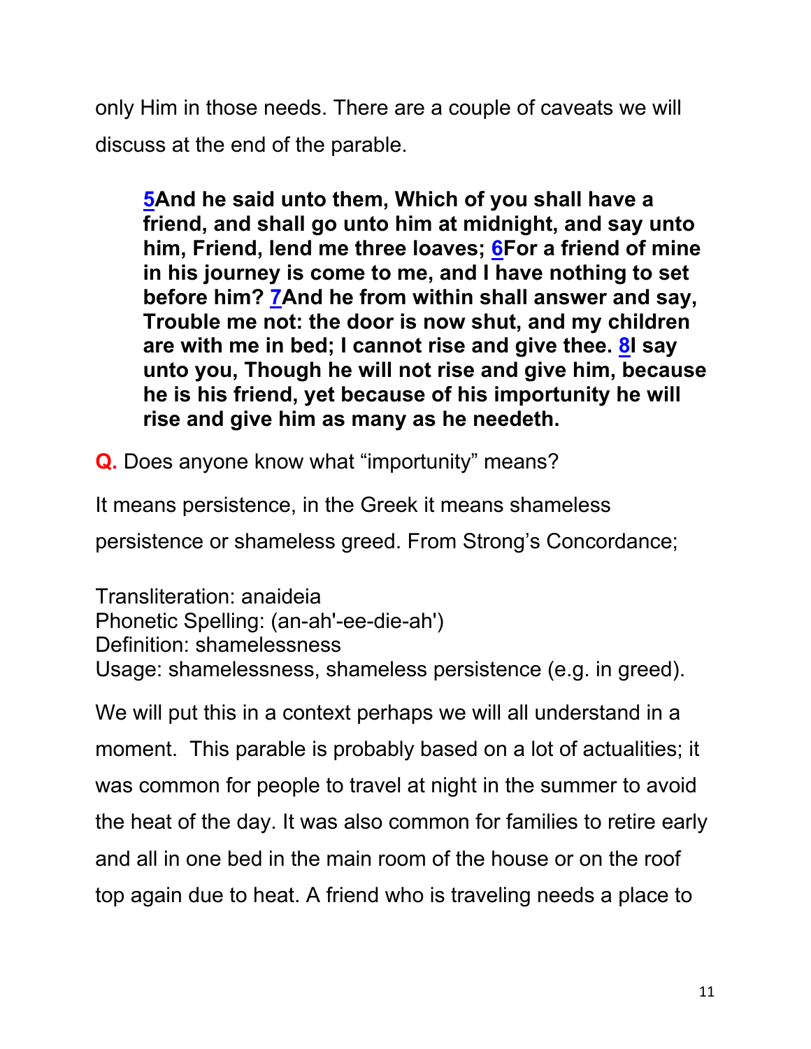only Him in those needs. There are a couple of caveats we will discuss at the end of the parable.

> **5And he said unto them, Which of you shall have a friend, and shall go unto him at midnight, and say unto him, Friend, lend me three loaves; 6For a friend of mine in his journey is come to me, and I have nothing to set before him? 7And he from within shall answer and say, Trouble me not: the door is now shut, and my children are with me in bed; I cannot rise and give thee. 8I say unto you, Though he will not rise and give him, because he is his friend, yet because of his importunity he will rise and give him as many as he needeth.**

**Q.** Does anyone know what "importunity" means?

It means persistence, in the Greek it means shameless persistence or shameless greed. From Strong's Concordance;

Transliteration: anaideia
Phonetic Spelling: (an-ah'-ee-die-ah')
Definition: shamelessness
Usage: shamelessness, shameless persistence (e.g. in greed).

We will put this in a context perhaps we will all understand in a moment. This parable is probably based on a lot of actualities; it was common for people to travel at night in the summer to avoid the heat of the day. It was also common for families to retire early and all in one bed in the main room of the house or on the roof top again due to heat. A friend who is traveling needs a place to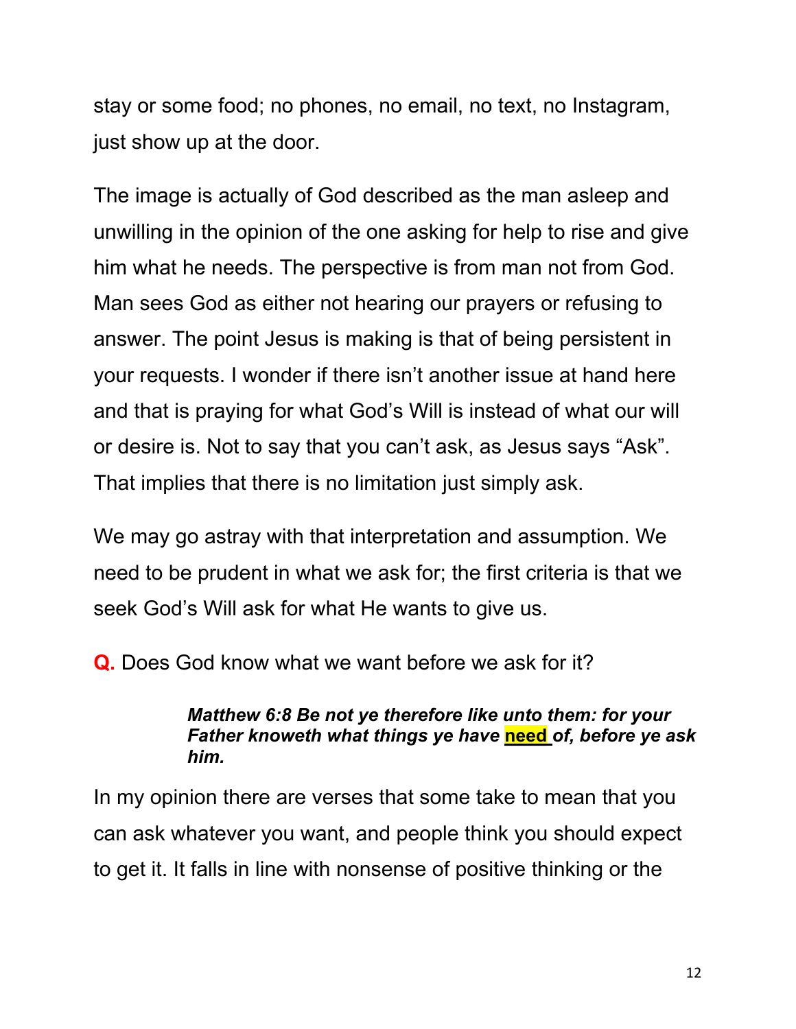stay or some food; no phones, no email, no text, no Instagram, just show up at the door.

The image is actually of God described as the man asleep and unwilling in the opinion of the one asking for help to rise and give him what he needs. The perspective is from man not from God. Man sees God as either not hearing our prayers or refusing to answer. The point Jesus is making is that of being persistent in your requests. I wonder if there isn't another issue at hand here and that is praying for what God's Will is instead of what our will or desire is. Not to say that you can't ask, as Jesus says "Ask". That implies that there is no limitation just simply ask.

We may go astray with that interpretation and assumption. We need to be prudent in what we ask for; the first criteria is that we seek God's Will ask for what He wants to give us.

**Q.** Does God know what we want before we ask for it?

> ***Matthew 6:8 Be not ye therefore like unto them: for your Father knoweth what things ye have need of, before ye ask him.***

In my opinion there are verses that some take to mean that you can ask whatever you want, and people think you should expect to get it. It falls in line with nonsense of positive thinking or the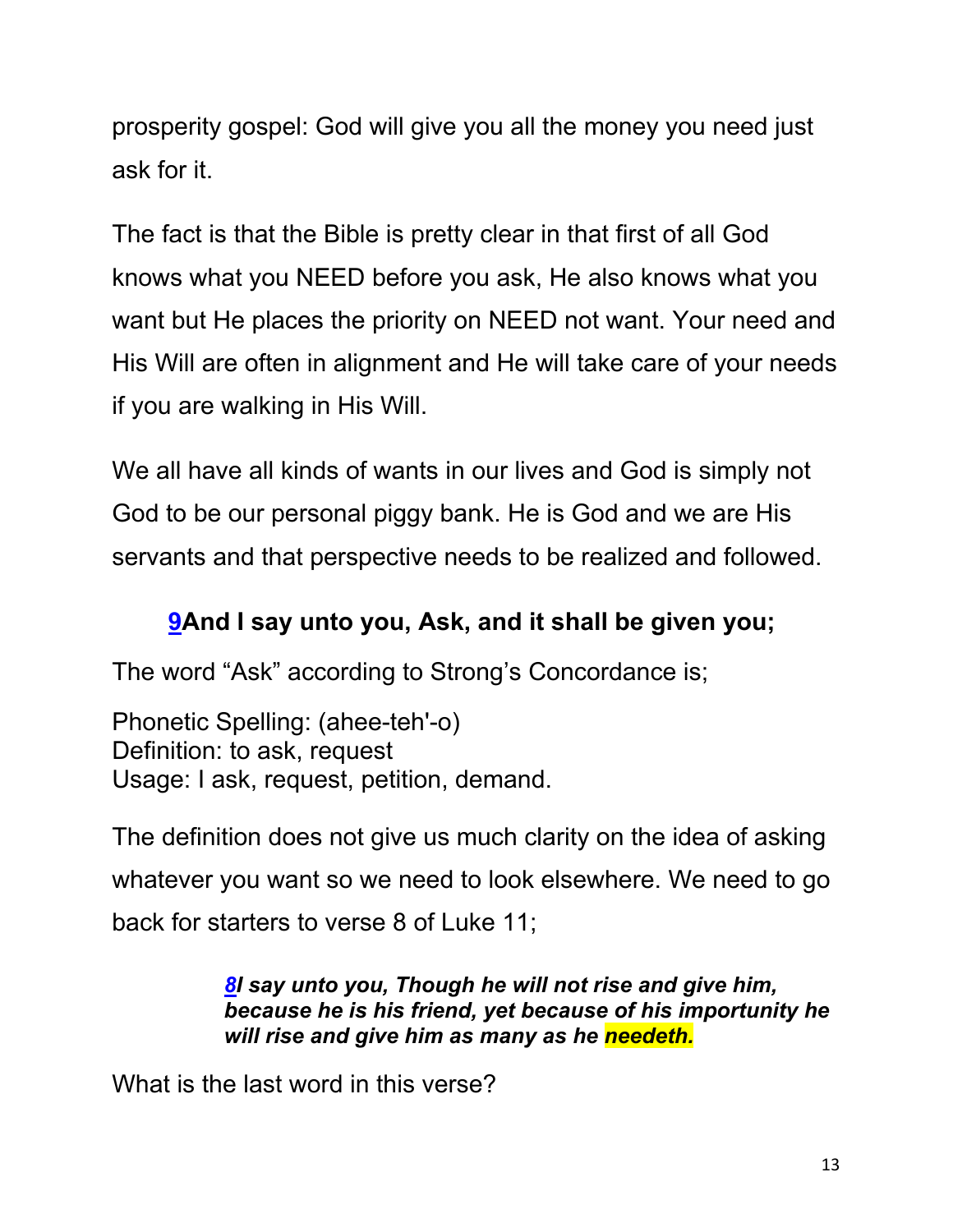prosperity gospel: God will give you all the money you need just ask for it.

The fact is that the Bible is pretty clear in that first of all God knows what you NEED before you ask, He also knows what you want but He places the priority on NEED not want. Your need and His Will are often in alignment and He will take care of your needs if you are walking in His Will.

We all have all kinds of wants in our lives and God is simply not God to be our personal piggy bank. He is God and we are His servants and that perspective needs to be realized and followed.

### 9And I say unto you, Ask, and it shall be given you;

The word "Ask" according to Strong's Concordance is;

Phonetic Spelling: (ahee-teh'-o)
Definition: to ask, request
Usage: I ask, request, petition, demand.

The definition does not give us much clarity on the idea of asking whatever you want so we need to look elsewhere. We need to go back for starters to verse 8 of Luke 11;

> ***8I say unto you, Though he will not rise and give him, because he is his friend, yet because of his importunity he will rise and give him as many as he needeth.***

What is the last word in this verse?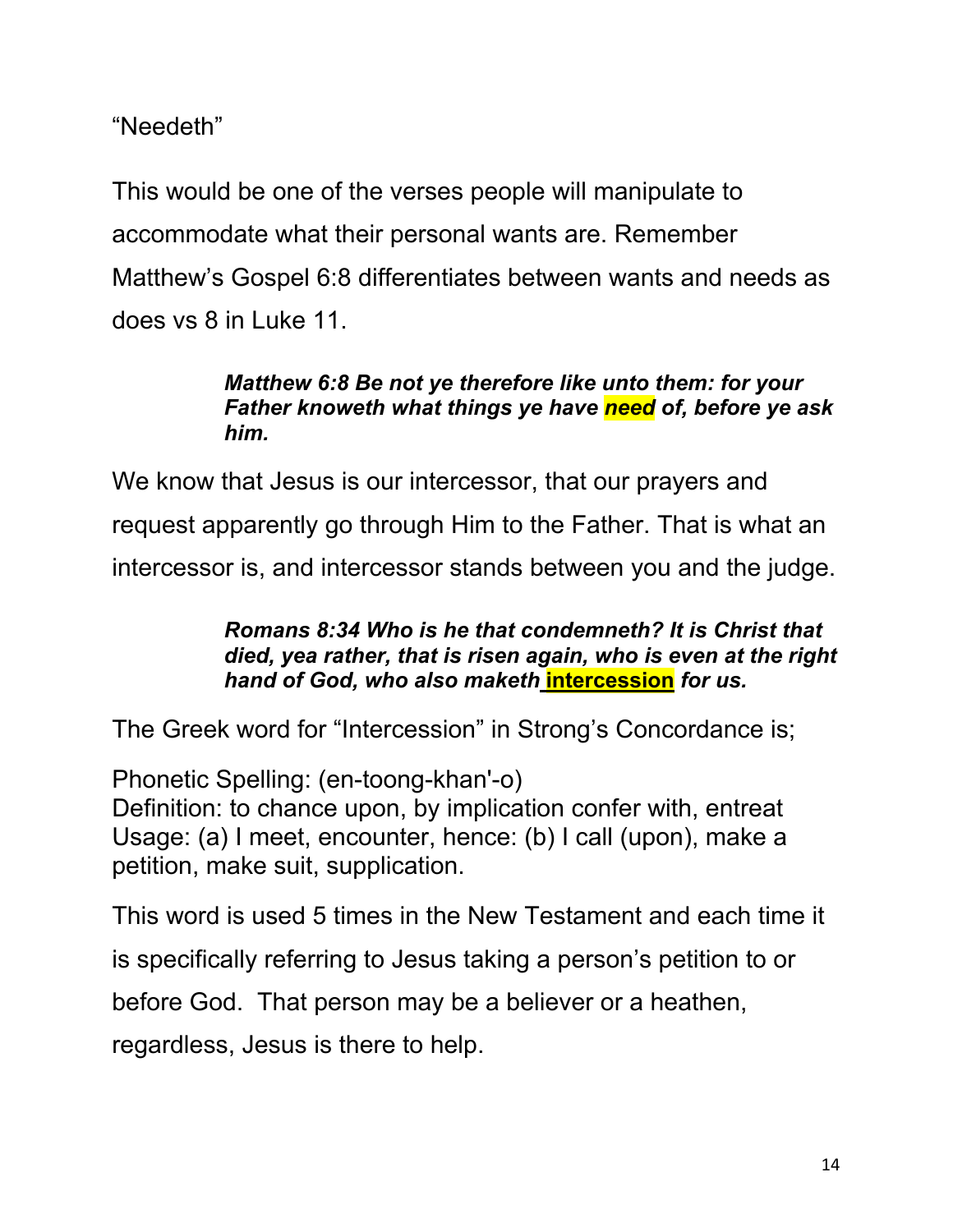"Needeth"

This would be one of the verses people will manipulate to accommodate what their personal wants are. Remember Matthew's Gospel 6:8 differentiates between wants and needs as does vs 8 in Luke 11.

> ***Matthew 6:8 Be not ye therefore like unto them: for your Father knoweth what things ye have need of, before ye ask him.***

We know that Jesus is our intercessor, that our prayers and request apparently go through Him to the Father. That is what an intercessor is, and intercessor stands between you and the judge.

> ***Romans 8:34 Who is he that condemneth? It is Christ that died, yea rather, that is risen again, who is even at the right hand of God, who also maketh intercession for us.***

The Greek word for "Intercession" in Strong's Concordance is;

Phonetic Spelling: (en-toong-khan'-o)
Definition: to chance upon, by implication confer with, entreat
Usage: (a) I meet, encounter, hence: (b) I call (upon), make a petition, make suit, supplication.

This word is used 5 times in the New Testament and each time it is specifically referring to Jesus taking a person's petition to or before God. That person may be a believer or a heathen, regardless, Jesus is there to help.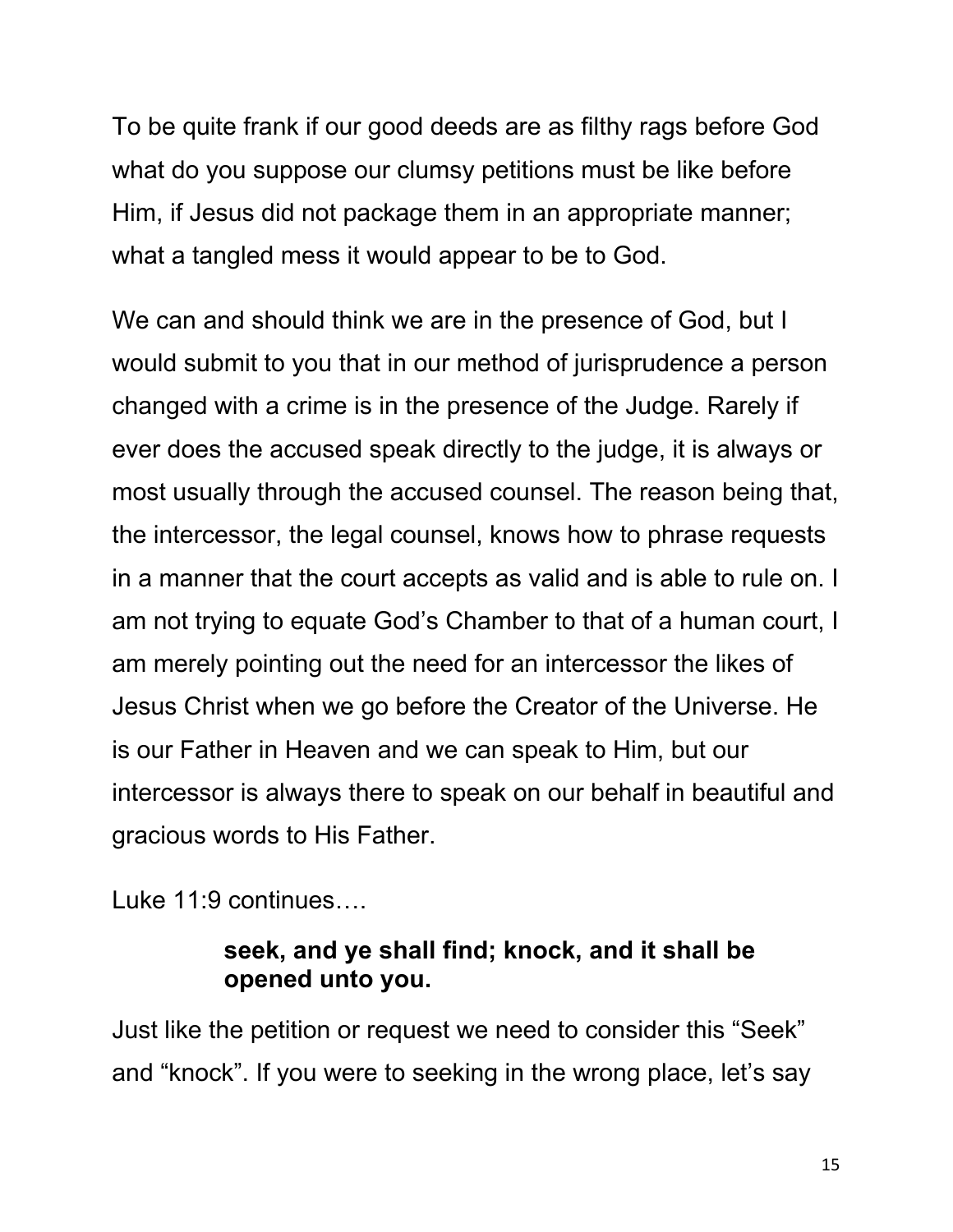To be quite frank if our good deeds are as filthy rags before God what do you suppose our clumsy petitions must be like before Him, if Jesus did not package them in an appropriate manner; what a tangled mess it would appear to be to God.

We can and should think we are in the presence of God, but I would submit to you that in our method of jurisprudence a person changed with a crime is in the presence of the Judge. Rarely if ever does the accused speak directly to the judge, it is always or most usually through the accused counsel. The reason being that, the intercessor, the legal counsel, knows how to phrase requests in a manner that the court accepts as valid and is able to rule on. I am not trying to equate God's Chamber to that of a human court, I am merely pointing out the need for an intercessor the likes of Jesus Christ when we go before the Creator of the Universe. He is our Father in Heaven and we can speak to Him, but our intercessor is always there to speak on our behalf in beautiful and gracious words to His Father.

Luke 11:9 continues….

> **seek, and ye shall find; knock, and it shall be opened unto you.**

Just like the petition or request we need to consider this "Seek" and "knock". If you were to seeking in the wrong place, let's say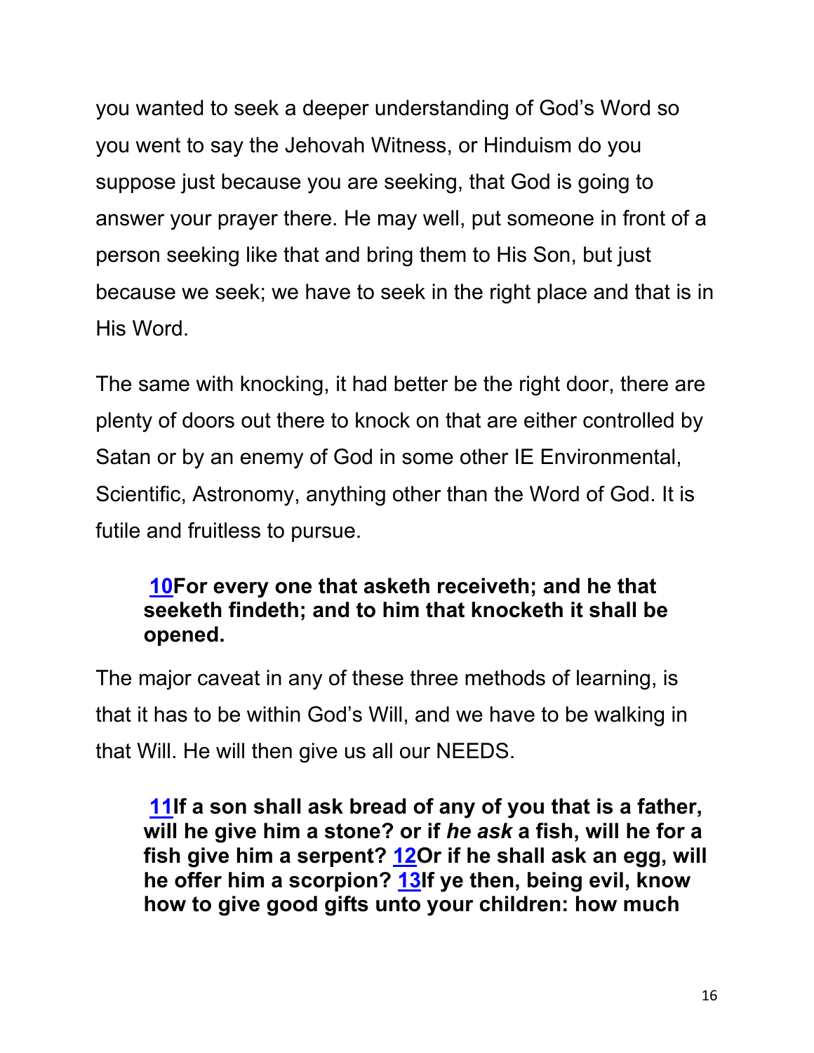you wanted to seek a deeper understanding of God's Word so you went to say the Jehovah Witness, or Hinduism do you suppose just because you are seeking, that God is going to answer your prayer there. He may well, put someone in front of a person seeking like that and bring them to His Son, but just because we seek; we have to seek in the right place and that is in His Word.

The same with knocking, it had better be the right door, there are plenty of doors out there to knock on that are either controlled by Satan or by an enemy of God in some other IE Environmental, Scientific, Astronomy, anything other than the Word of God. It is futile and fruitless to pursue.

> **10For every one that asketh receiveth; and he that seeketh findeth; and to him that knocketh it shall be opened.**

The major caveat in any of these three methods of learning, is that it has to be within God's Will, and we have to be walking in that Will. He will then give us all our NEEDS.

> **11If a son shall ask bread of any of you that is a father, will he give him a stone? or if *he ask* a fish, will he for a fish give him a serpent? 12Or if he shall ask an egg, will he offer him a scorpion? 13If ye then, being evil, know how to give good gifts unto your children: how much**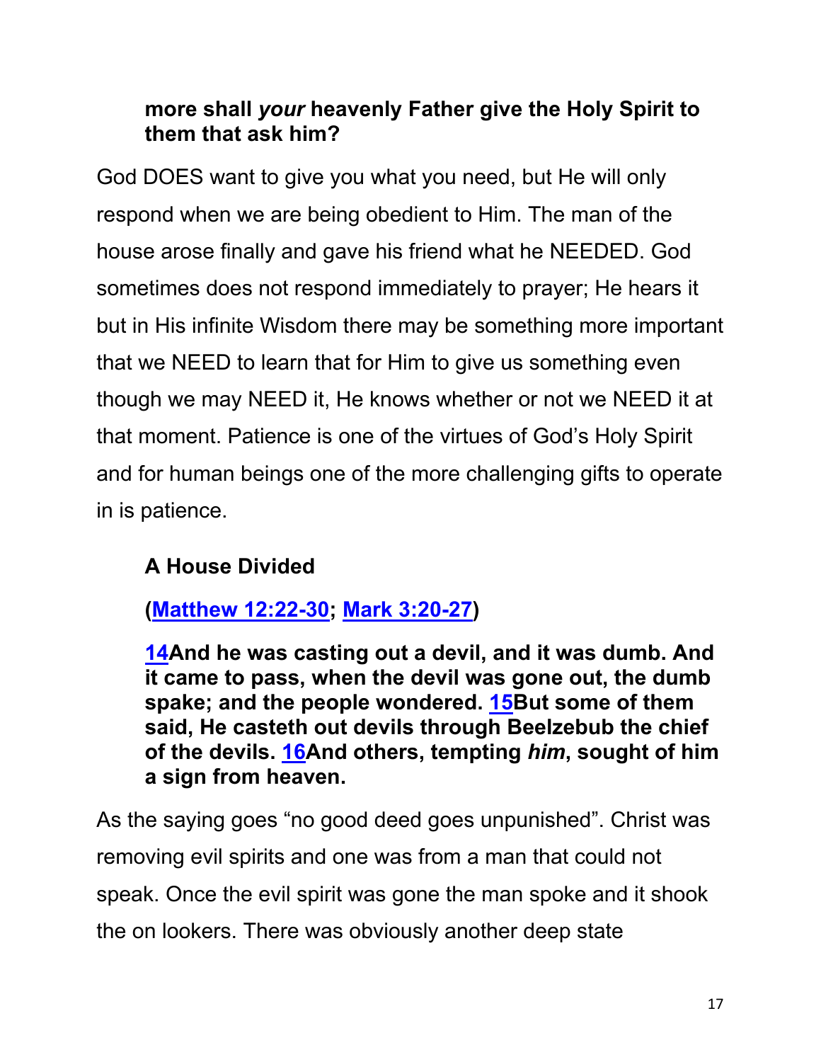**more shall *your* heavenly Father give the Holy Spirit to them that ask him?**

God DOES want to give you what you need, but He will only respond when we are being obedient to Him. The man of the house arose finally and gave his friend what he NEEDED. God sometimes does not respond immediately to prayer; He hears it but in His infinite Wisdom there may be something more important that we NEED to learn that for Him to give us something even though we may NEED it, He knows whether or not we NEED it at that moment. Patience is one of the virtues of God's Holy Spirit and for human beings one of the more challenging gifts to operate in is patience.

**A House Divided**

**([Matthew 12:22-30]; [Mark 3:20-27])**

**[14]And he was casting out a devil, and it was dumb. And it came to pass, when the devil was gone out, the dumb spake; and the people wondered. [15]But some of them said, He casteth out devils through Beelzebub the chief of the devils. [16]And others, tempting *him*, sought of him a sign from heaven.**

As the saying goes "no good deed goes unpunished". Christ was removing evil spirits and one was from a man that could not speak. Once the evil spirit was gone the man spoke and it shook the on lookers. There was obviously another deep state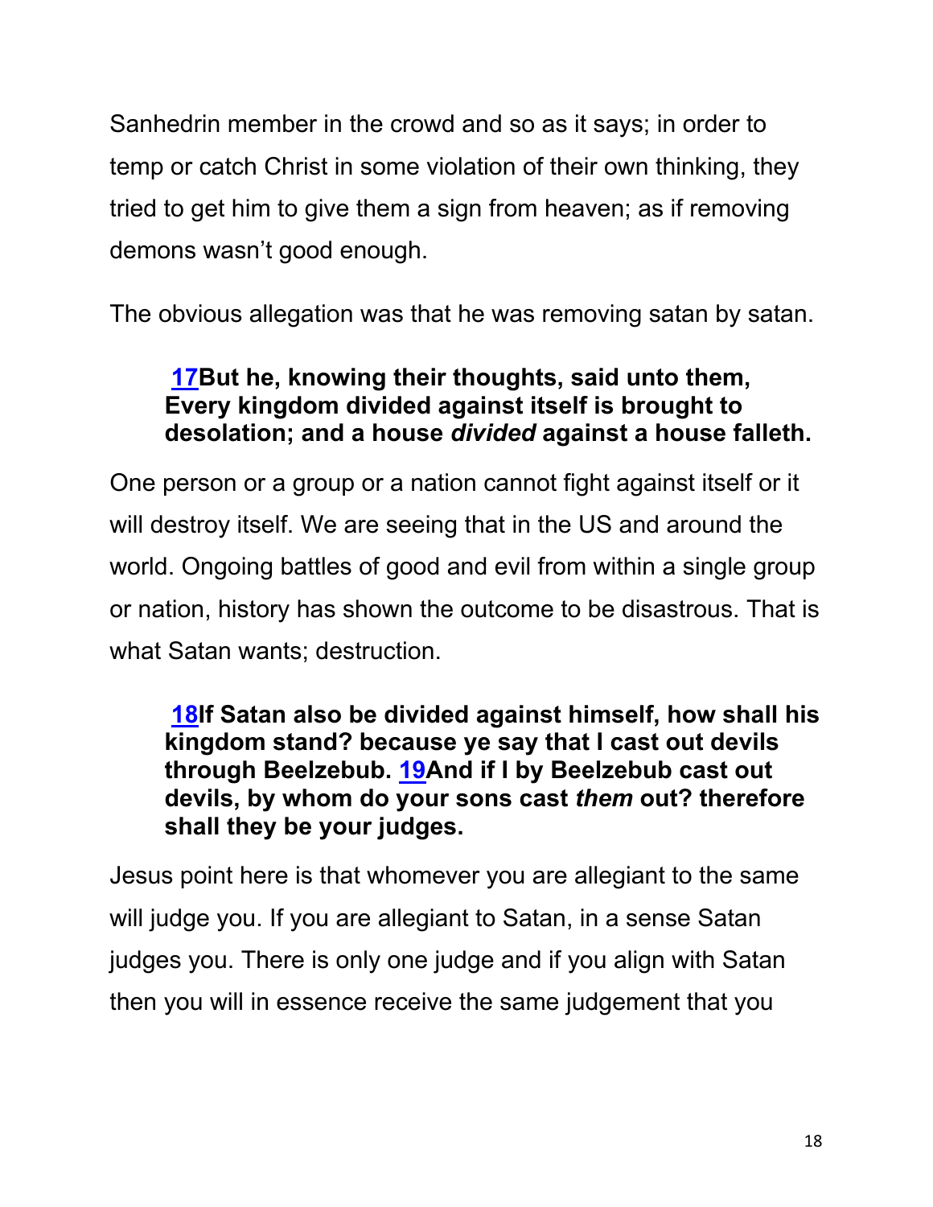Sanhedrin member in the crowd and so as it says; in order to temp or catch Christ in some violation of their own thinking, they tried to get him to give them a sign from heaven; as if removing demons wasn't good enough.

The obvious allegation was that he was removing satan by satan.

> **[17](#)But he, knowing their thoughts, said unto them, Every kingdom divided against itself is brought to desolation; and a house *divided* against a house falleth.**

One person or a group or a nation cannot fight against itself or it will destroy itself. We are seeing that in the US and around the world. Ongoing battles of good and evil from within a single group or nation, history has shown the outcome to be disastrous. That is what Satan wants; destruction.

> **[18](#)If Satan also be divided against himself, how shall his kingdom stand? because ye say that I cast out devils through Beelzebub. [19](#)And if I by Beelzebub cast out devils, by whom do your sons cast *them* out? therefore shall they be your judges.**

Jesus point here is that whomever you are allegiant to the same will judge you. If you are allegiant to Satan, in a sense Satan judges you. There is only one judge and if you align with Satan then you will in essence receive the same judgement that you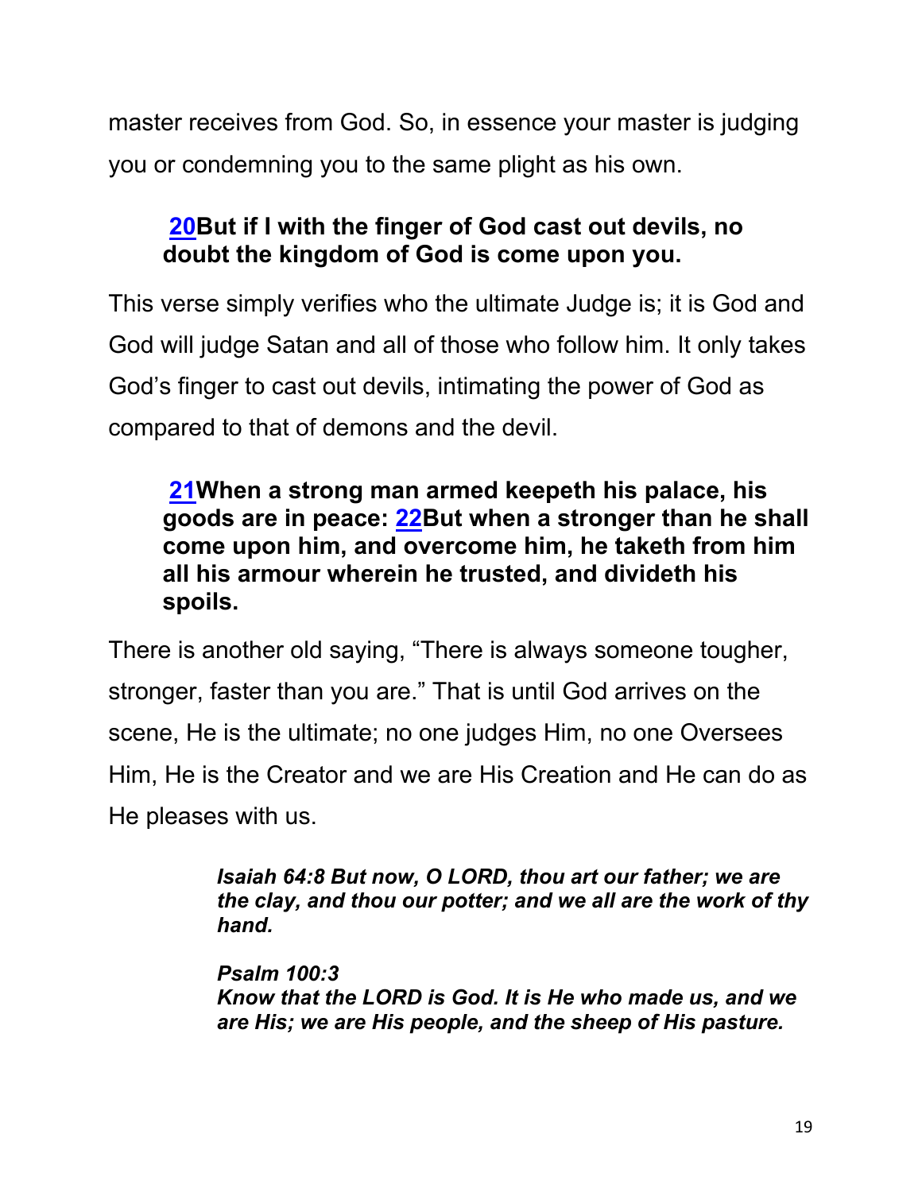master receives from God. So, in essence your master is judging you or condemning you to the same plight as his own.

> **20But if I with the finger of God cast out devils, no doubt the kingdom of God is come upon you.**

This verse simply verifies who the ultimate Judge is; it is God and God will judge Satan and all of those who follow him. It only takes God's finger to cast out devils, intimating the power of God as compared to that of demons and the devil.

> **21When a strong man armed keepeth his palace, his goods are in peace: 22But when a stronger than he shall come upon him, and overcome him, he taketh from him all his armour wherein he trusted, and divideth his spoils.**

There is another old saying, "There is always someone tougher, stronger, faster than you are." That is until God arrives on the scene, He is the ultimate; no one judges Him, no one Oversees Him, He is the Creator and we are His Creation and He can do as He pleases with us.

> ***Isaiah 64:8 But now, O LORD, thou art our father; we are the clay, and thou our potter; and we all are the work of thy hand.***
>
> ***Psalm 100:3***
> ***Know that the LORD is God. It is He who made us, and we are His; we are His people, and the sheep of His pasture.***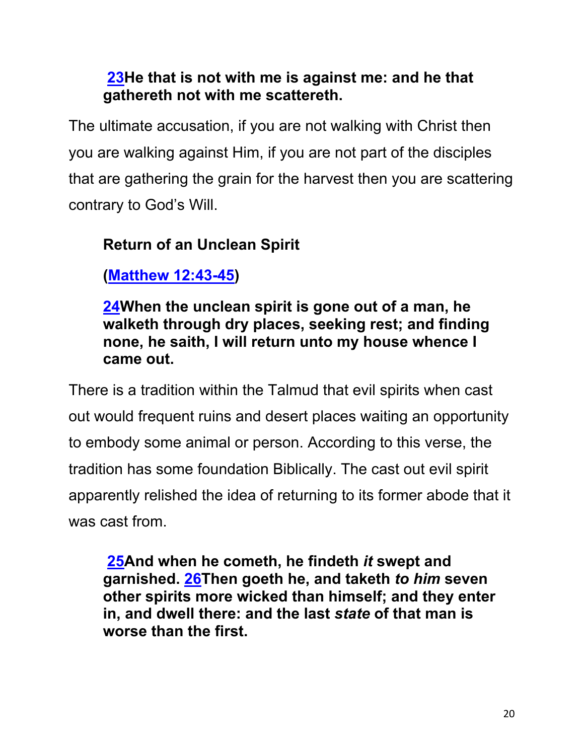**[23](#)He that is not with me is against me: and he that gathereth not with me scattereth.**

The ultimate accusation, if you are not walking with Christ then you are walking against Him, if you are not part of the disciples that are gathering the grain for the harvest then you are scattering contrary to God's Will.

**Return of an Unclean Spirit**

**([Matthew 12:43-45](#))**

**[24](#)When the unclean spirit is gone out of a man, he walketh through dry places, seeking rest; and finding none, he saith, I will return unto my house whence I came out.**

There is a tradition within the Talmud that evil spirits when cast out would frequent ruins and desert places waiting an opportunity to embody some animal or person. According to this verse, the tradition has some foundation Biblically. The cast out evil spirit apparently relished the idea of returning to its former abode that it was cast from.

**[25](#)And when he cometh, he findeth *it* swept and garnished. [26](#)Then goeth he, and taketh *to him* seven other spirits more wicked than himself; and they enter in, and dwell there: and the last *state* of that man is worse than the first.**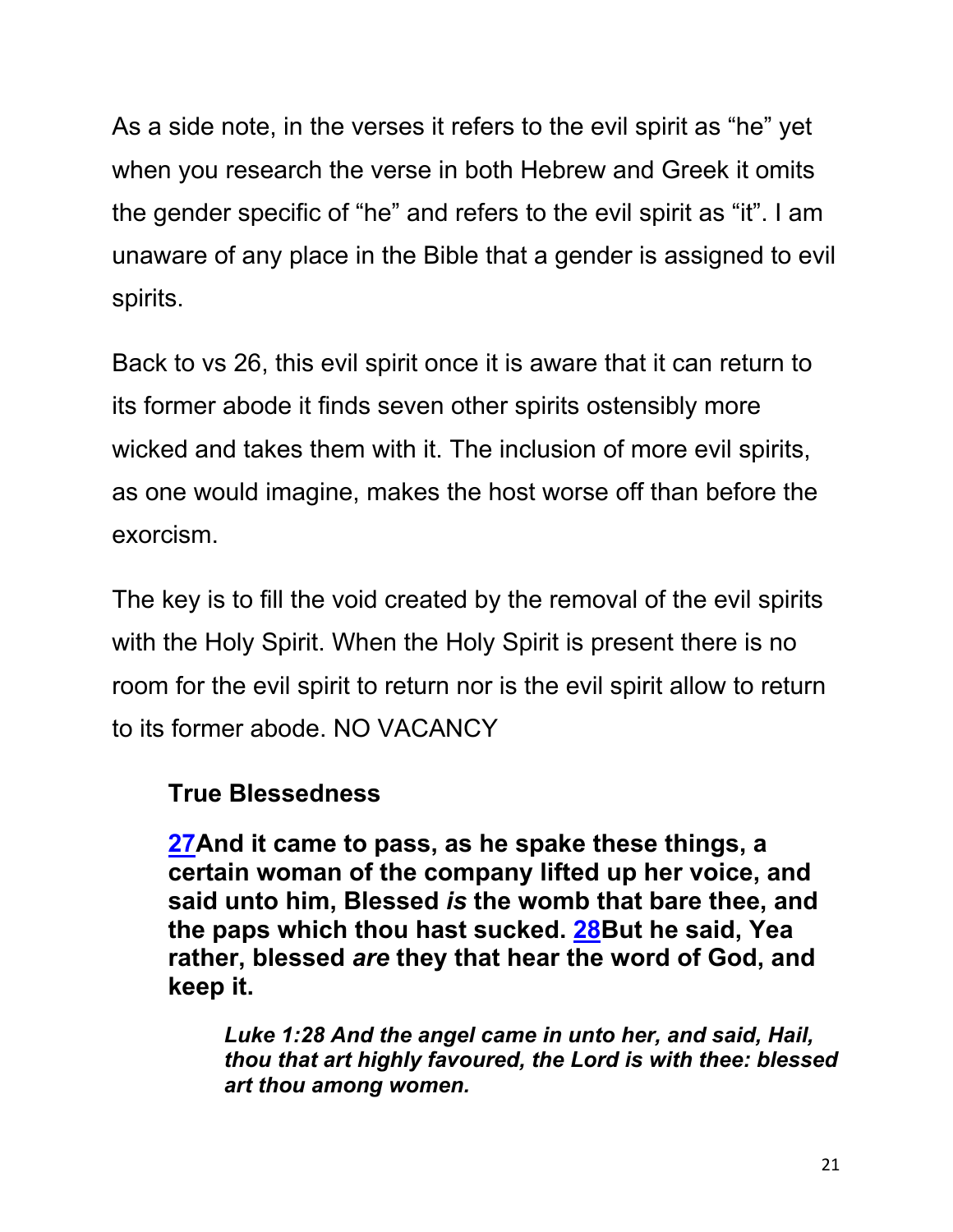As a side note, in the verses it refers to the evil spirit as "he" yet when you research the verse in both Hebrew and Greek it omits the gender specific of "he" and refers to the evil spirit as "it". I am unaware of any place in the Bible that a gender is assigned to evil spirits.

Back to vs 26, this evil spirit once it is aware that it can return to its former abode it finds seven other spirits ostensibly more wicked and takes them with it. The inclusion of more evil spirits, as one would imagine, makes the host worse off than before the exorcism.

The key is to fill the void created by the removal of the evil spirits with the Holy Spirit. When the Holy Spirit is present there is no room for the evil spirit to return nor is the evil spirit allow to return to its former abode. NO VACANCY

> **True Blessedness**
>
> **27And it came to pass, as he spake these things, a certain woman of the company lifted up her voice, and said unto him, Blessed *is* the womb that bare thee, and the paps which thou hast sucked. 28But he said, Yea rather, blessed *are* they that hear the word of God, and keep it.**
>
> > ***Luke 1:28 And the angel came in unto her, and said, Hail, thou that art highly favoured, the Lord is with thee: blessed art thou among women.***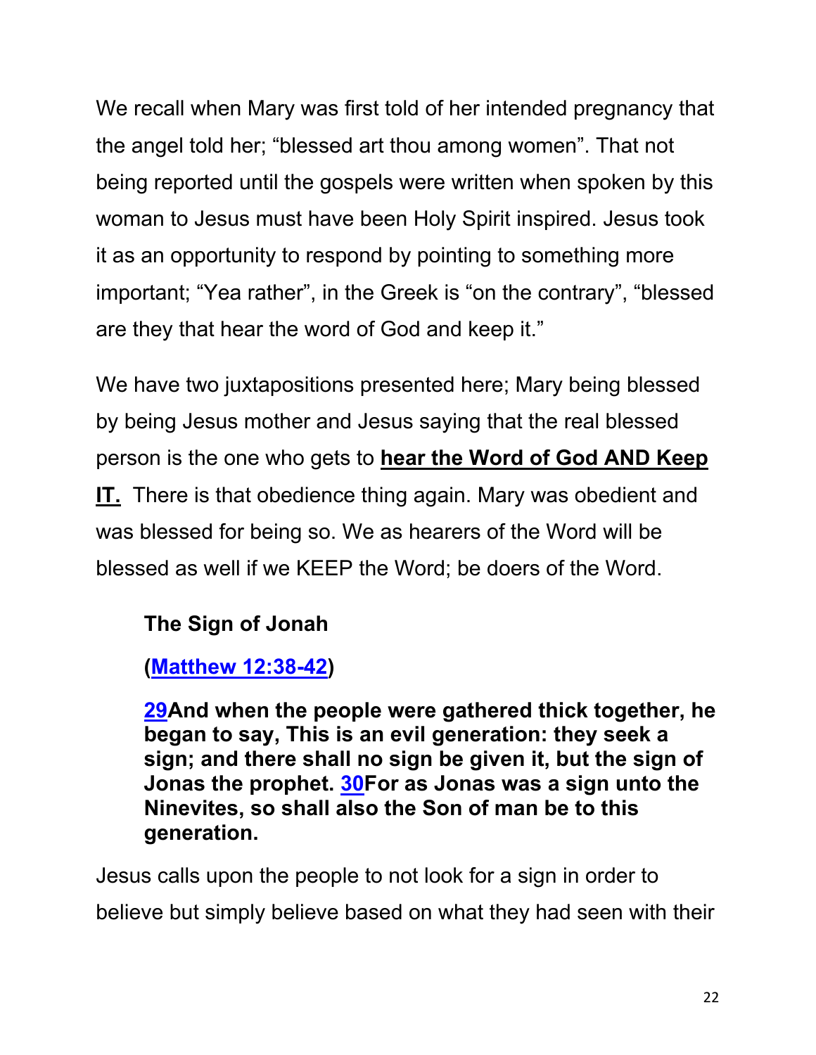We recall when Mary was first told of her intended pregnancy that the angel told her; "blessed art thou among women". That not being reported until the gospels were written when spoken by this woman to Jesus must have been Holy Spirit inspired. Jesus took it as an opportunity to respond by pointing to something more important; "Yea rather", in the Greek is "on the contrary", "blessed are they that hear the word of God and keep it."

We have two juxtapositions presented here; Mary being blessed by being Jesus mother and Jesus saying that the real blessed person is the one who gets to **hear the Word of God AND Keep IT.** There is that obedience thing again. Mary was obedient and was blessed for being so. We as hearers of the Word will be blessed as well if we KEEP the Word; be doers of the Word.

> **The Sign of Jonah**
>
> **(Matthew 12:38-42)**
>
> **29And when the people were gathered thick together, he began to say, This is an evil generation: they seek a sign; and there shall no sign be given it, but the sign of Jonas the prophet. 30For as Jonas was a sign unto the Ninevites, so shall also the Son of man be to this generation.**

Jesus calls upon the people to not look for a sign in order to believe but simply believe based on what they had seen with their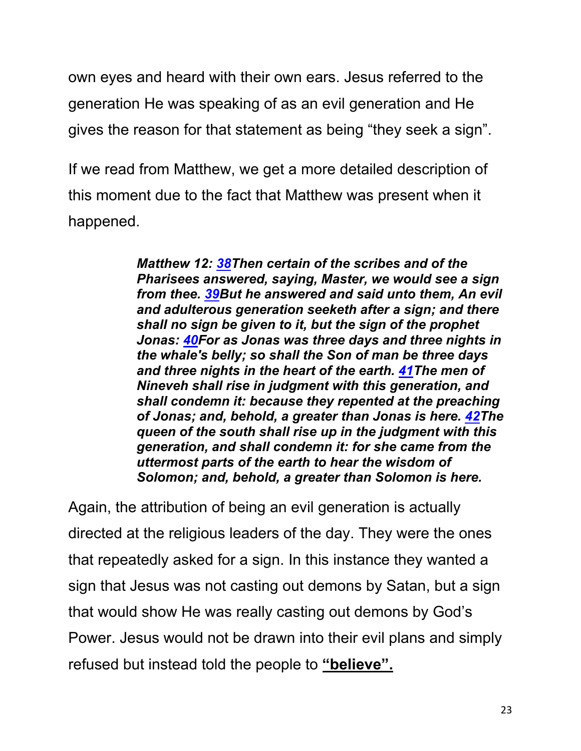own eyes and heard with their own ears. Jesus referred to the generation He was speaking of as an evil generation and He gives the reason for that statement as being "they seek a sign".

If we read from Matthew, we get a more detailed description of this moment due to the fact that Matthew was present when it happened.

> ***Matthew 12: 38Then certain of the scribes and of the Pharisees answered, saying, Master, we would see a sign from thee. 39But he answered and said unto them, An evil and adulterous generation seeketh after a sign; and there shall no sign be given to it, but the sign of the prophet Jonas: 40For as Jonas was three days and three nights in the whale's belly; so shall the Son of man be three days and three nights in the heart of the earth. 41The men of Nineveh shall rise in judgment with this generation, and shall condemn it: because they repented at the preaching of Jonas; and, behold, a greater than Jonas is here. 42The queen of the south shall rise up in the judgment with this generation, and shall condemn it: for she came from the uttermost parts of the earth to hear the wisdom of Solomon; and, behold, a greater than Solomon is here.***

Again, the attribution of being an evil generation is actually directed at the religious leaders of the day. They were the ones that repeatedly asked for a sign. In this instance they wanted a sign that Jesus was not casting out demons by Satan, but a sign that would show He was really casting out demons by God's Power. Jesus would not be drawn into their evil plans and simply refused but instead told the people to **"believe".**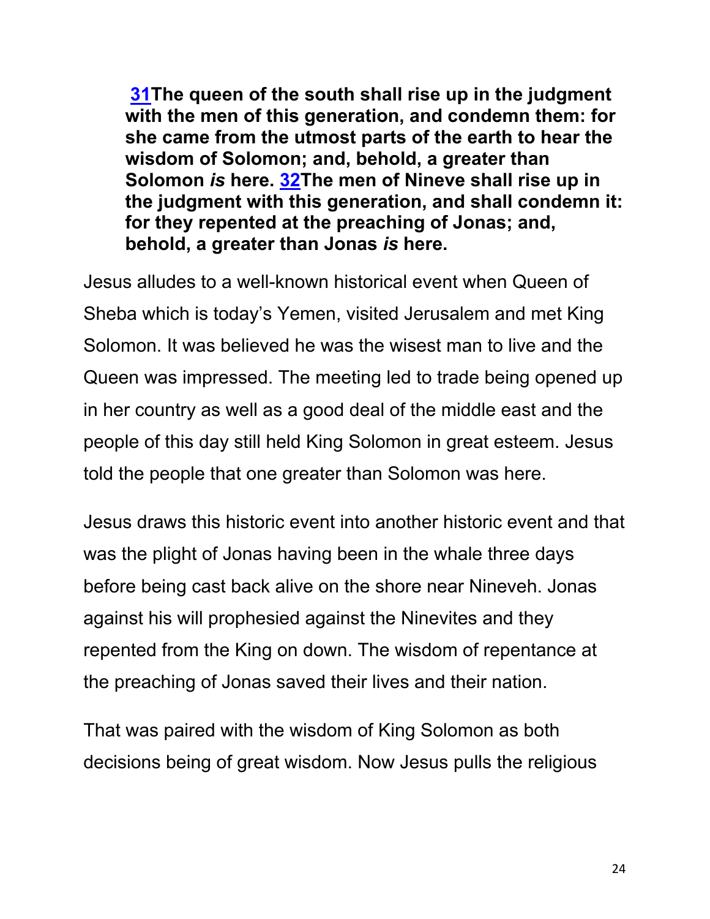**[31](#)The queen of the south shall rise up in the judgment with the men of this generation, and condemn them: for she came from the utmost parts of the earth to hear the wisdom of Solomon; and, behold, a greater than Solomon *is* here. [32](#)The men of Nineve shall rise up in the judgment with this generation, and shall condemn it: for they repented at the preaching of Jonas; and, behold, a greater than Jonas *is* here.**

Jesus alludes to a well-known historical event when Queen of Sheba which is today's Yemen, visited Jerusalem and met King Solomon. It was believed he was the wisest man to live and the Queen was impressed. The meeting led to trade being opened up in her country as well as a good deal of the middle east and the people of this day still held King Solomon in great esteem. Jesus told the people that one greater than Solomon was here.

Jesus draws this historic event into another historic event and that was the plight of Jonas having been in the whale three days before being cast back alive on the shore near Nineveh. Jonas against his will prophesied against the Ninevites and they repented from the King on down. The wisdom of repentance at the preaching of Jonas saved their lives and their nation.

That was paired with the wisdom of King Solomon as both decisions being of great wisdom. Now Jesus pulls the religious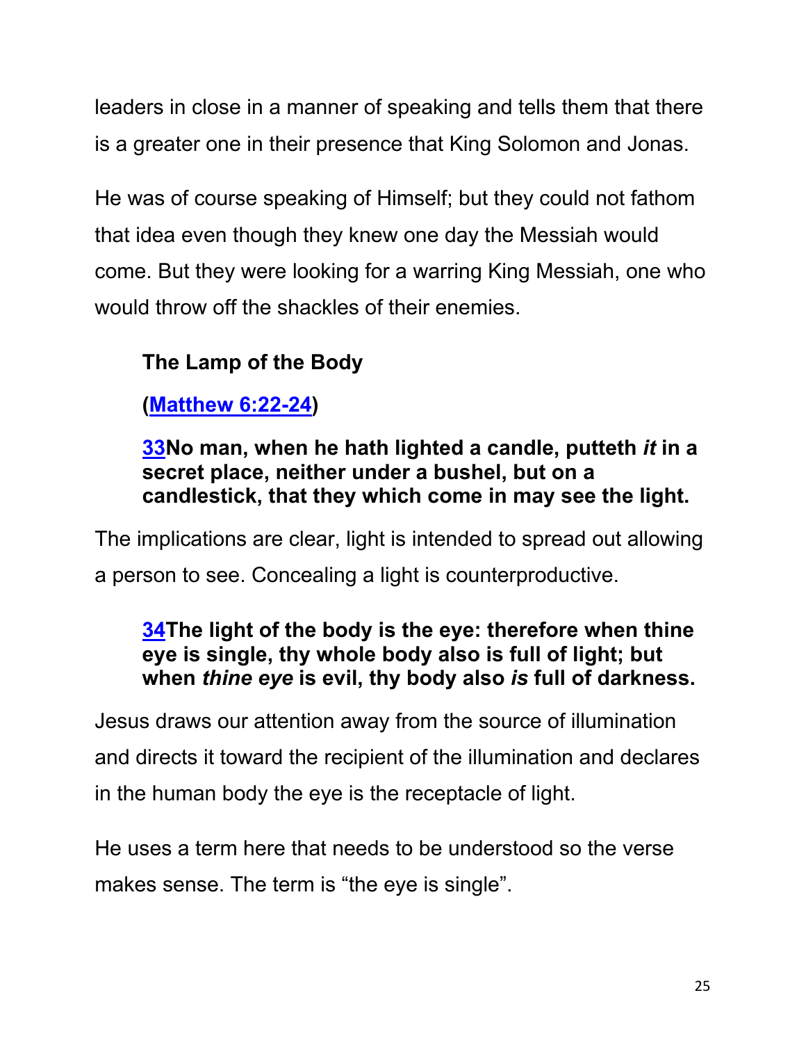leaders in close in a manner of speaking and tells them that there is a greater one in their presence that King Solomon and Jonas.

He was of course speaking of Himself; but they could not fathom that idea even though they knew one day the Messiah would come. But they were looking for a warring King Messiah, one who would throw off the shackles of their enemies.

**The Lamp of the Body**

**([Matthew 6:22-24](Matthew 6:22-24))**

> **[33](33)No man, when he hath lighted a candle, putteth *it* in a secret place, neither under a bushel, but on a candlestick, that they which come in may see the light.**

The implications are clear, light is intended to spread out allowing a person to see. Concealing a light is counterproductive.

> **[34](34)The light of the body is the eye: therefore when thine eye is single, thy whole body also is full of light; but when *thine eye* is evil, thy body also *is* full of darkness.**

Jesus draws our attention away from the source of illumination and directs it toward the recipient of the illumination and declares in the human body the eye is the receptacle of light.

He uses a term here that needs to be understood so the verse makes sense. The term is "the eye is single".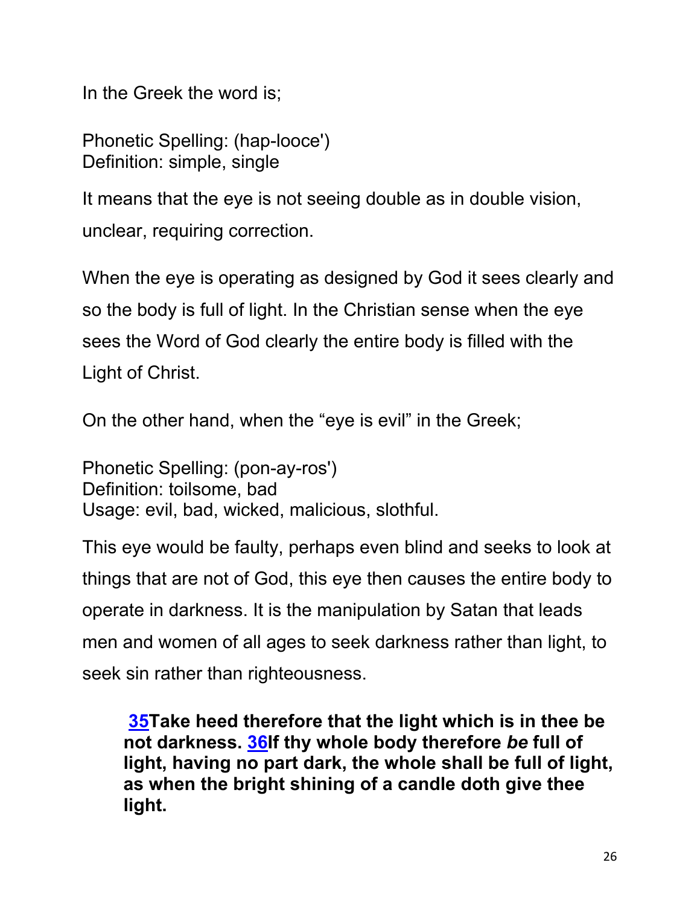In the Greek the word is;

Phonetic Spelling: (hap-looce')
Definition: simple, single

It means that the eye is not seeing double as in double vision, unclear, requiring correction.

When the eye is operating as designed by God it sees clearly and so the body is full of light. In the Christian sense when the eye sees the Word of God clearly the entire body is filled with the Light of Christ.

On the other hand, when the "eye is evil" in the Greek;

Phonetic Spelling: (pon-ay-ros')
Definition: toilsome, bad
Usage: evil, bad, wicked, malicious, slothful.

This eye would be faulty, perhaps even blind and seeks to look at things that are not of God, this eye then causes the entire body to operate in darkness. It is the manipulation by Satan that leads men and women of all ages to seek darkness rather than light, to seek sin rather than righteousness.

> **35Take heed therefore that the light which is in thee be not darkness. 36If thy whole body therefore *be* full of light, having no part dark, the whole shall be full of light, as when the bright shining of a candle doth give thee light.**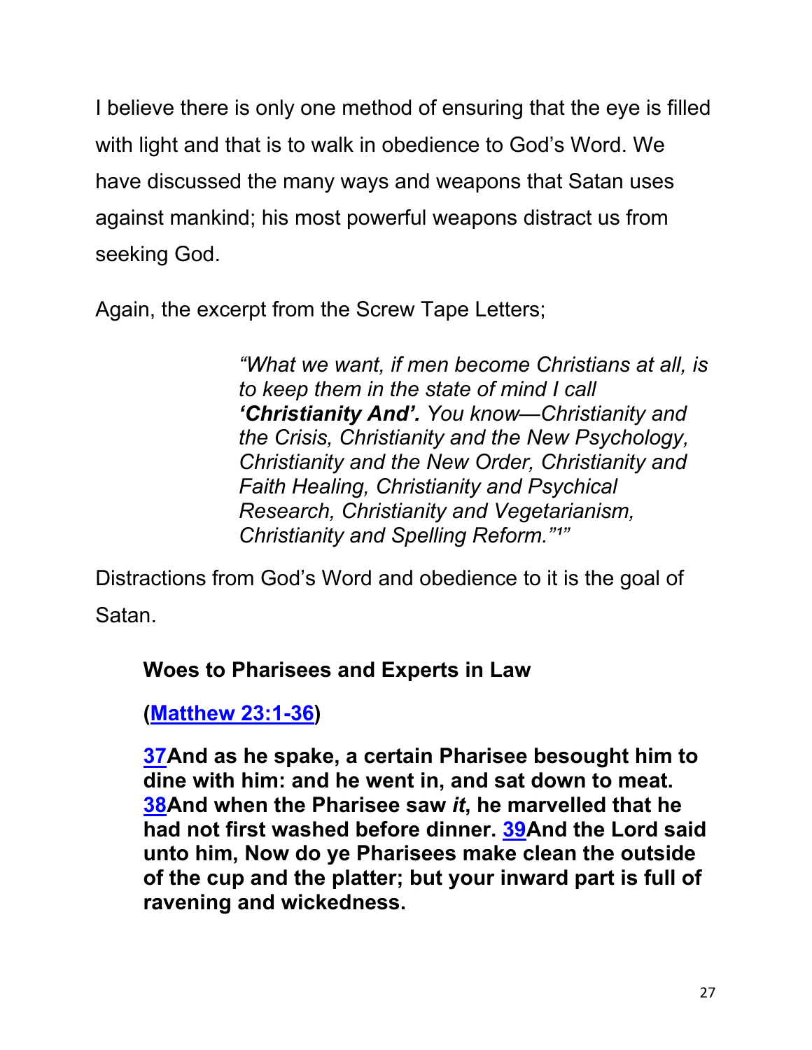I believe there is only one method of ensuring that the eye is filled with light and that is to walk in obedience to God's Word. We have discussed the many ways and weapons that Satan uses against mankind; his most powerful weapons distract us from seeking God.

Again, the excerpt from the Screw Tape Letters;

> *"What we want, if men become Christians at all, is to keep them in the state of mind I call **'Christianity And'.** You know—Christianity and the Crisis, Christianity and the New Psychology, Christianity and the New Order, Christianity and Faith Healing, Christianity and Psychical Research, Christianity and Vegetarianism, Christianity and Spelling Reform."[1]"*

Distractions from God's Word and obedience to it is the goal of Satan.

**Woes to Pharisees and Experts in Law**

**([Matthew 23:1-36](#))**

**[37](#)And as he spake, a certain Pharisee besought him to dine with him: and he went in, and sat down to meat. [38](#)And when the Pharisee saw *it*, he marvelled that he had not first washed before dinner. [39](#)And the Lord said unto him, Now do ye Pharisees make clean the outside of the cup and the platter; but your inward part is full of ravening and wickedness.**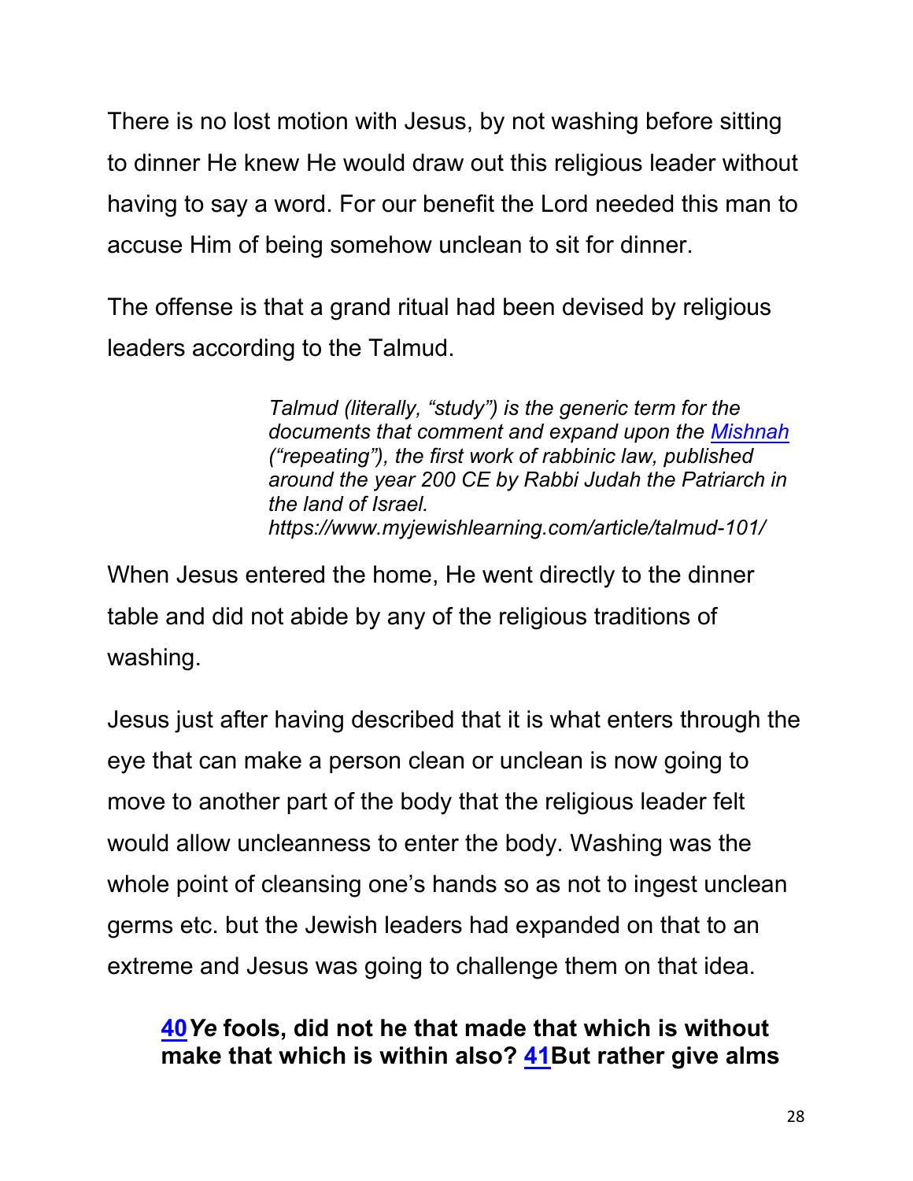There is no lost motion with Jesus, by not washing before sitting to dinner He knew He would draw out this religious leader without having to say a word. For our benefit the Lord needed this man to accuse Him of being somehow unclean to sit for dinner.

The offense is that a grand ritual had been devised by religious leaders according to the Talmud.

> *Talmud (literally, "study") is the generic term for the documents that comment and expand upon the [Mishnah](https://www.myjewishlearning.com/article/mishnah/) ("repeating"), the first work of rabbinic law, published around the year 200 CE by Rabbi Judah the Patriarch in the land of Israel. https://www.myjewishlearning.com/article/talmud-101/*

When Jesus entered the home, He went directly to the dinner table and did not abide by any of the religious traditions of washing.

Jesus just after having described that it is what enters through the eye that can make a person clean or unclean is now going to move to another part of the body that the religious leader felt would allow uncleanness to enter the body. Washing was the whole point of cleansing one's hands so as not to ingest unclean germs etc. but the Jewish leaders had expanded on that to an extreme and Jesus was going to challenge them on that idea.

> **40*Ye* fools, did not he that made that which is without make that which is within also? 41But rather give alms**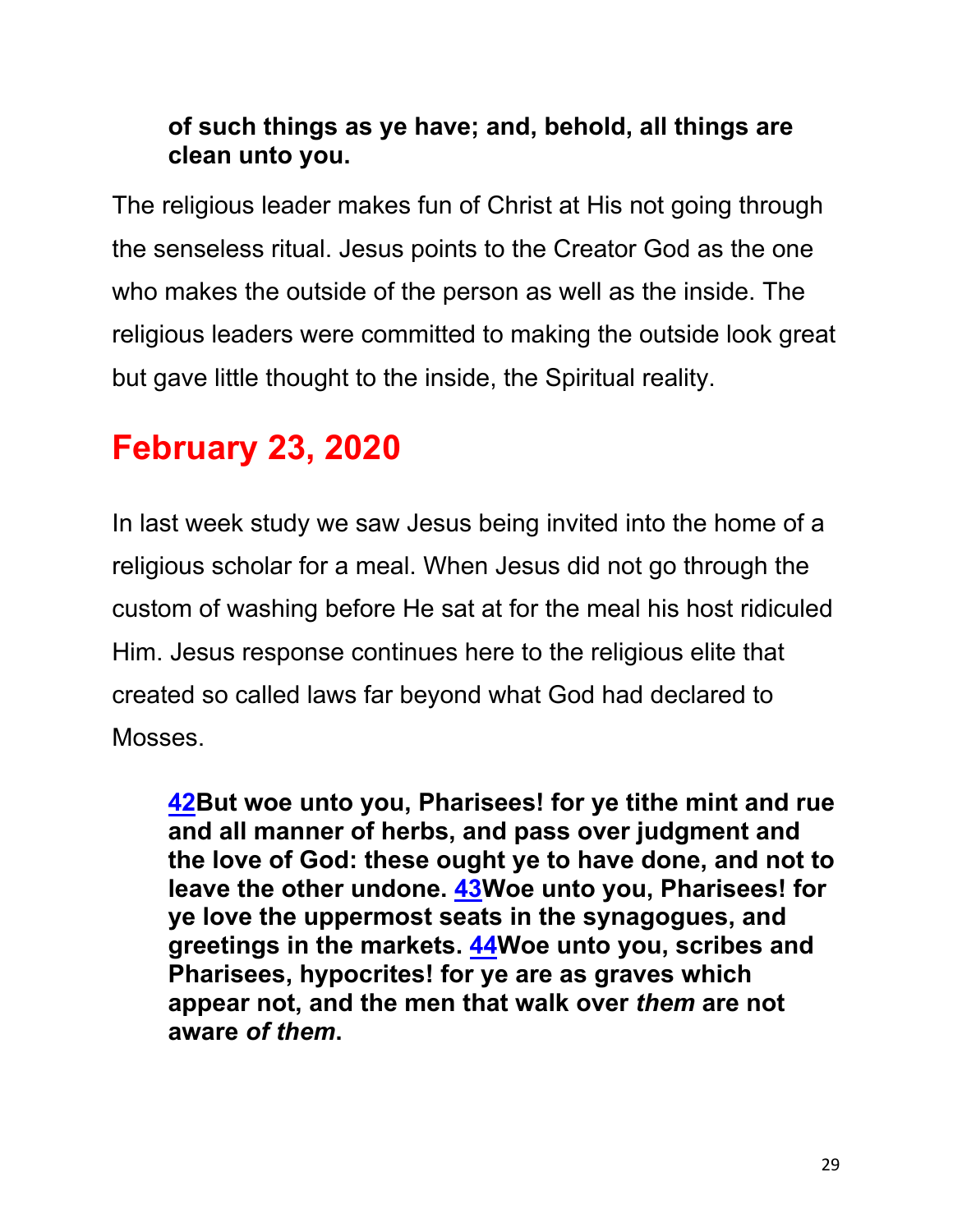**of such things as ye have; and, behold, all things are clean unto you.**

The religious leader makes fun of Christ at His not going through the senseless ritual. Jesus points to the Creator God as the one who makes the outside of the person as well as the inside. The religious leaders were committed to making the outside look great but gave little thought to the inside, the Spiritual reality.

# February 23, 2020

In last week study we saw Jesus being invited into the home of a religious scholar for a meal. When Jesus did not go through the custom of washing before He sat at for the meal his host ridiculed Him. Jesus response continues here to the religious elite that created so called laws far beyond what God had declared to Mosses.

> **42But woe unto you, Pharisees! for ye tithe mint and rue and all manner of herbs, and pass over judgment and the love of God: these ought ye to have done, and not to leave the other undone. 43Woe unto you, Pharisees! for ye love the uppermost seats in the synagogues, and greetings in the markets. 44Woe unto you, scribes and Pharisees, hypocrites! for ye are as graves which appear not, and the men that walk over *them* are not aware *of them*.**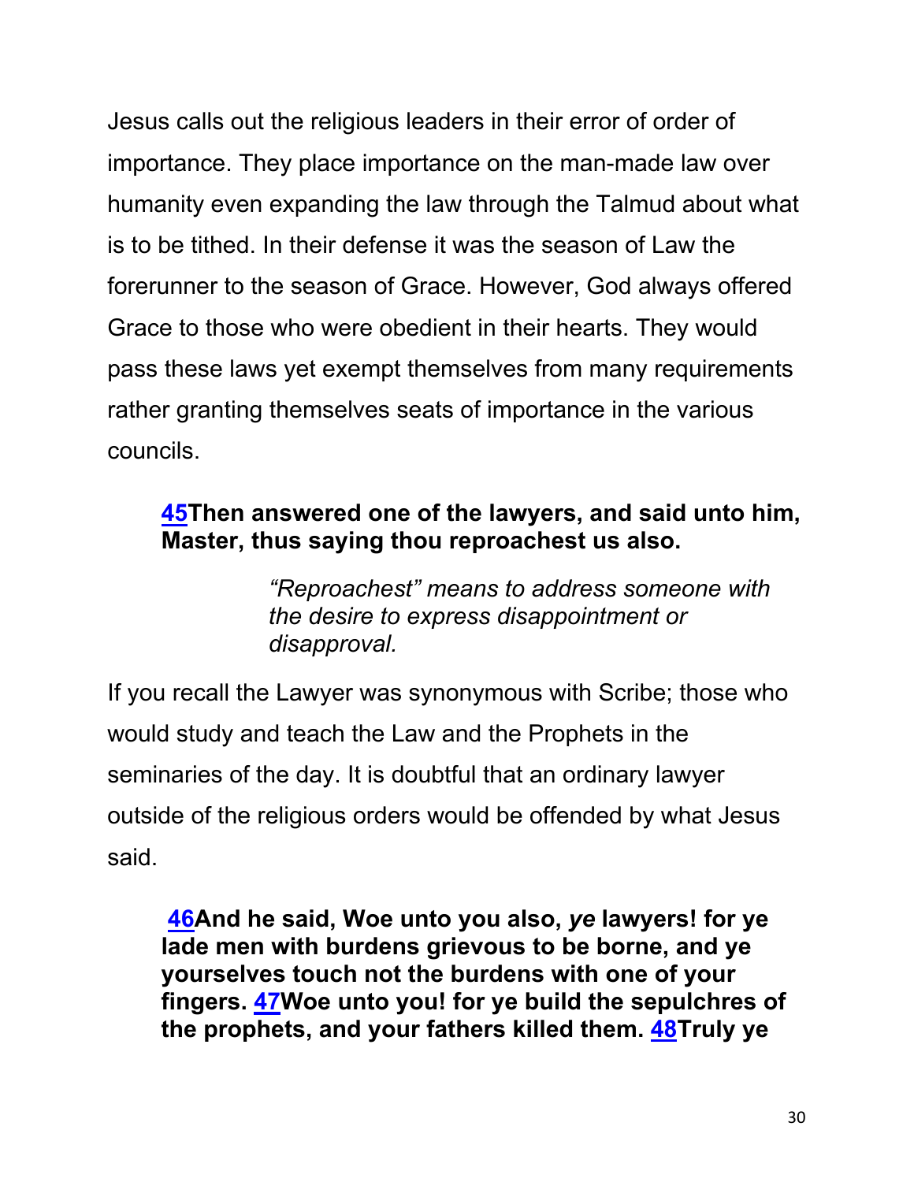Jesus calls out the religious leaders in their error of order of importance. They place importance on the man-made law over humanity even expanding the law through the Talmud about what is to be tithed. In their defense it was the season of Law the forerunner to the season of Grace. However, God always offered Grace to those who were obedient in their hearts. They would pass these laws yet exempt themselves from many requirements rather granting themselves seats of importance in the various councils.

> **45Then answered one of the lawyers, and said unto him, Master, thus saying thou reproachest us also.**
>
> > *"Reproachest" means to address someone with the desire to express disappointment or disapproval.*

If you recall the Lawyer was synonymous with Scribe; those who would study and teach the Law and the Prophets in the seminaries of the day. It is doubtful that an ordinary lawyer outside of the religious orders would be offended by what Jesus said.

> **46And he said, Woe unto you also, *ye* lawyers! for ye lade men with burdens grievous to be borne, and ye yourselves touch not the burdens with one of your fingers. 47Woe unto you! for ye build the sepulchres of the prophets, and your fathers killed them. 48Truly ye**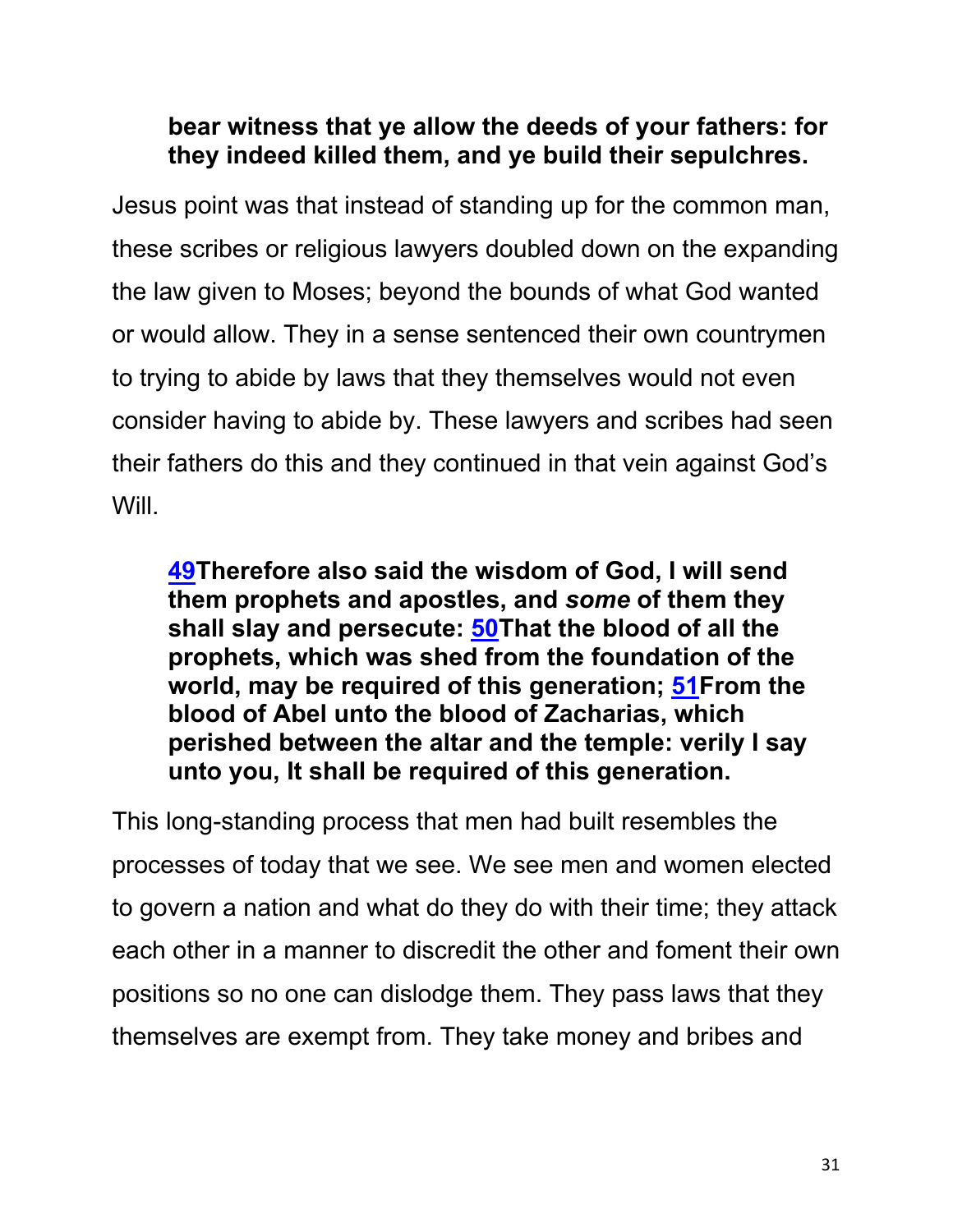**bear witness that ye allow the deeds of your fathers: for they indeed killed them, and ye build their sepulchres.**

Jesus point was that instead of standing up for the common man, these scribes or religious lawyers doubled down on the expanding the law given to Moses; beyond the bounds of what God wanted or would allow. They in a sense sentenced their own countrymen to trying to abide by laws that they themselves would not even consider having to abide by. These lawyers and scribes had seen their fathers do this and they continued in that vein against God's Will.

> **[49](#)Therefore also said the wisdom of God, I will send them prophets and apostles, and *some* of them they shall slay and persecute: [50](#)That the blood of all the prophets, which was shed from the foundation of the world, may be required of this generation; [51](#)From the blood of Abel unto the blood of Zacharias, which perished between the altar and the temple: verily I say unto you, It shall be required of this generation.**

This long-standing process that men had built resembles the processes of today that we see. We see men and women elected to govern a nation and what do they do with their time; they attack each other in a manner to discredit the other and foment their own positions so no one can dislodge them. They pass laws that they themselves are exempt from. They take money and bribes and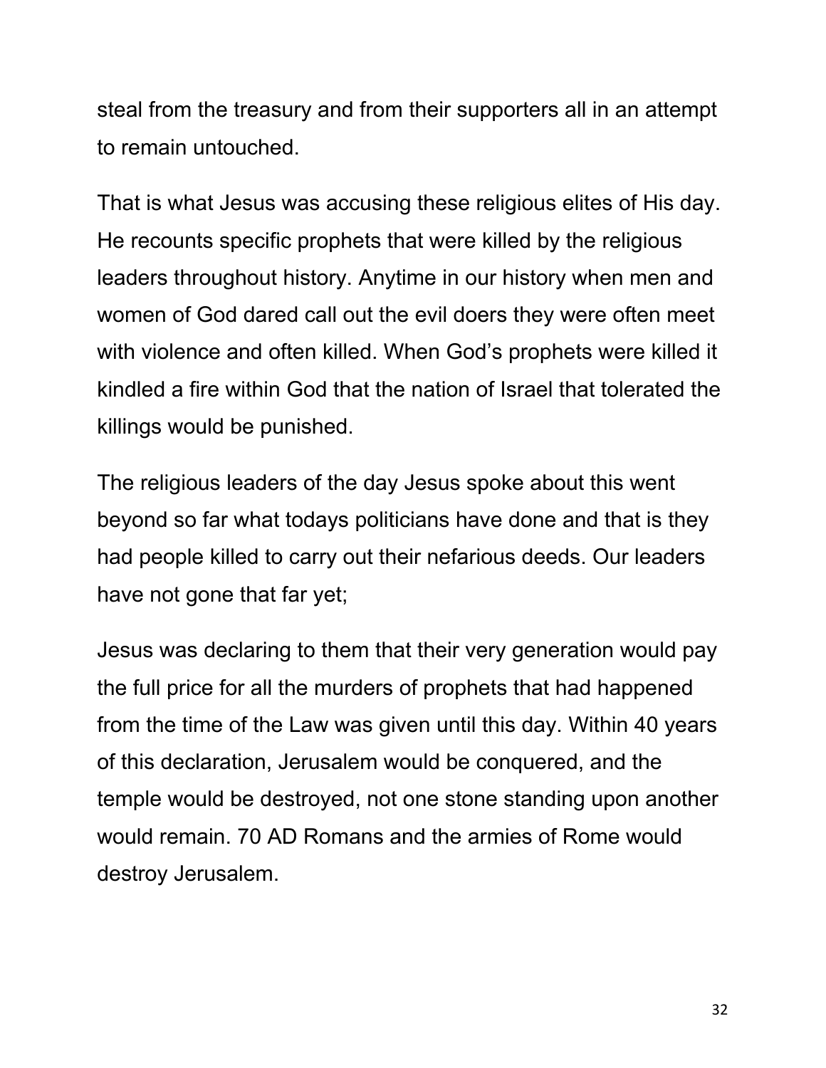steal from the treasury and from their supporters all in an attempt to remain untouched.

That is what Jesus was accusing these religious elites of His day. He recounts specific prophets that were killed by the religious leaders throughout history. Anytime in our history when men and women of God dared call out the evil doers they were often meet with violence and often killed. When God's prophets were killed it kindled a fire within God that the nation of Israel that tolerated the killings would be punished.

The religious leaders of the day Jesus spoke about this went beyond so far what todays politicians have done and that is they had people killed to carry out their nefarious deeds. Our leaders have not gone that far yet;

Jesus was declaring to them that their very generation would pay the full price for all the murders of prophets that had happened from the time of the Law was given until this day. Within 40 years of this declaration, Jerusalem would be conquered, and the temple would be destroyed, not one stone standing upon another would remain. 70 AD Romans and the armies of Rome would destroy Jerusalem.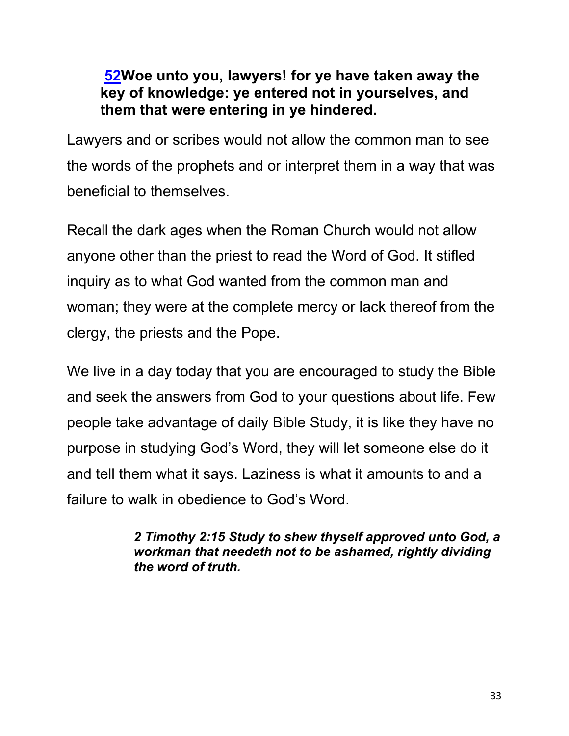**[52](#)Woe unto you, lawyers! for ye have taken away the key of knowledge: ye entered not in yourselves, and them that were entering in ye hindered.**

Lawyers and or scribes would not allow the common man to see the words of the prophets and or interpret them in a way that was beneficial to themselves.

Recall the dark ages when the Roman Church would not allow anyone other than the priest to read the Word of God. It stifled inquiry as to what God wanted from the common man and woman; they were at the complete mercy or lack thereof from the clergy, the priests and the Pope.

We live in a day today that you are encouraged to study the Bible and seek the answers from God to your questions about life. Few people take advantage of daily Bible Study, it is like they have no purpose in studying God's Word, they will let someone else do it and tell them what it says. Laziness is what it amounts to and a failure to walk in obedience to God's Word.

***2 Timothy 2:15 Study to shew thyself approved unto God, a workman that needeth not to be ashamed, rightly dividing the word of truth.***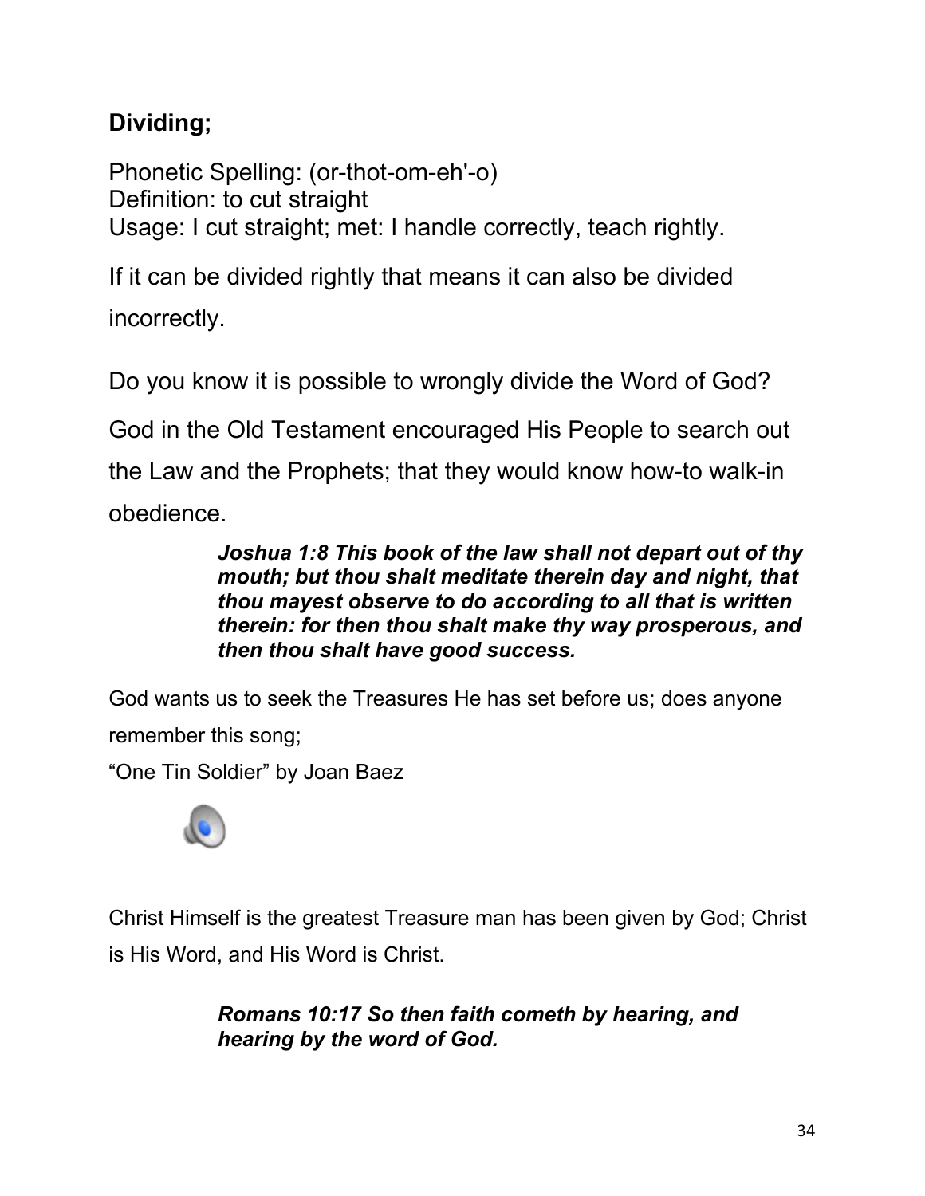**Dividing;**

Phonetic Spelling: (or-thot-om-eh'-o)
Definition: to cut straight
Usage: I cut straight; met: I handle correctly, teach rightly.

If it can be divided rightly that means it can also be divided incorrectly.

Do you know it is possible to wrongly divide the Word of God?

God in the Old Testament encouraged His People to search out the Law and the Prophets; that they would know how-to walk-in obedience.

> ***Joshua 1:8 This book of the law shall not depart out of thy mouth; but thou shalt meditate therein day and night, that thou mayest observe to do according to all that is written therein: for then thou shalt make thy way prosperous, and then thou shalt have good success.***

God wants us to seek the Treasures He has set before us; does anyone remember this song;
“One Tin Soldier” by Joan Baez

Christ Himself is the greatest Treasure man has been given by God; Christ is His Word, and His Word is Christ.

> ***Romans 10:17 So then faith cometh by hearing, and hearing by the word of God.***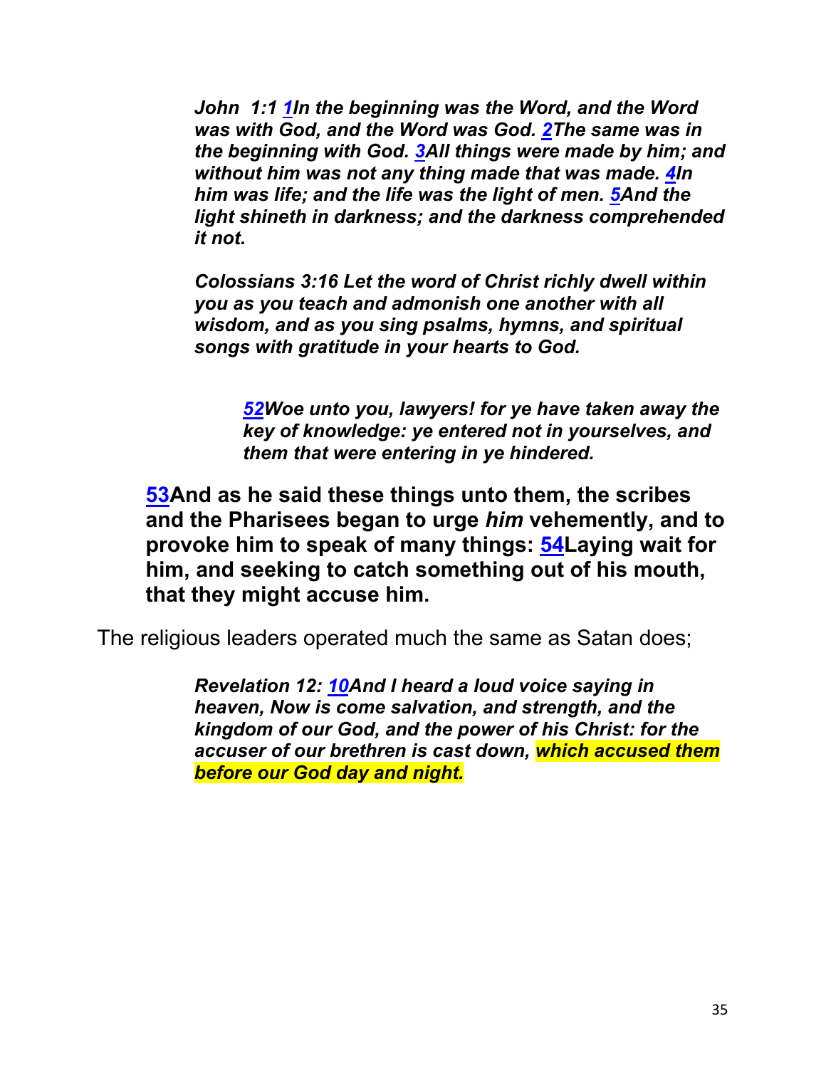***John 1:1 1In the beginning was the Word, and the Word was with God, and the Word was God. 2The same was in the beginning with God. 3All things were made by him; and without him was not any thing made that was made. 4In him was life; and the life was the light of men. 5And the light shineth in darkness; and the darkness comprehended it not.***

***Colossians 3:16 Let the word of Christ richly dwell within you as you teach and admonish one another with all wisdom, and as you sing psalms, hymns, and spiritual songs with gratitude in your hearts to God.***

> ***52Woe unto you, lawyers! for ye have taken away the key of knowledge: ye entered not in yourselves, and them that were entering in ye hindered.***

**53And as he said these things unto them, the scribes and the Pharisees began to urge *him* vehemently, and to provoke him to speak of many things: 54Laying wait for him, and seeking to catch something out of his mouth, that they might accuse him.**

The religious leaders operated much the same as Satan does;

***Revelation 12: 10And I heard a loud voice saying in heaven, Now is come salvation, and strength, and the kingdom of our God, and the power of his Christ: for the accuser of our brethren is cast down, which accused them before our God day and night.***